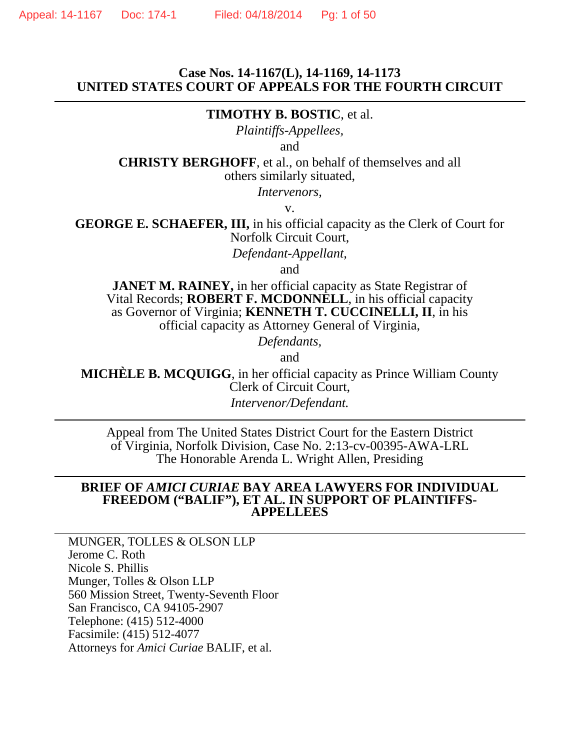**Case Nos. 14-1167(L), 14-1169, 14-1173**
**UNITED STATES COURT OF APPEALS FOR THE FOURTH CIRCUIT**

---

**TIMOTHY B. BOSTIC**, et al.

*Plaintiffs-Appellees,*

and

**CHRISTY BERGHOFF**, et al., on behalf of themselves and all others similarly situated,

*Intervenors,*

v.

**GEORGE E. SCHAEFER, III,** in his official capacity as the Clerk of Court for Norfolk Circuit Court,

*Defendant-Appellant,*

and

**JANET M. RAINEY,** in her official capacity as State Registrar of Vital Records; **ROBERT F. MCDONNELL**, in his official capacity as Governor of Virginia; **KENNETH T. CUCCINELLI, II**, in his official capacity as Attorney General of Virginia,

*Defendants,*

and

**MICHÈLE B. MCQUIGG**, in her official capacity as Prince William County Clerk of Circuit Court,

*Intervenor/Defendant.*

---

Appeal from The United States District Court for the Eastern District of Virginia, Norfolk Division, Case No. 2:13-cv-00395-AWA-LRL
The Honorable Arenda L. Wright Allen, Presiding

---

**BRIEF OF *AMICI CURIAE* BAY AREA LAWYERS FOR INDIVIDUAL FREEDOM ("BALIF"), ET AL. IN SUPPORT OF PLAINTIFFS-APPELLEES**

---

MUNGER, TOLLES & OLSON LLP
Jerome C. Roth
Nicole S. Phillis
Munger, Tolles & Olson LLP
560 Mission Street, Twenty-Seventh Floor
San Francisco, CA 94105-2907
Telephone: (415) 512-4000
Facsimile: (415) 512-4077
Attorneys for *Amici Curiae* BALIF, et al.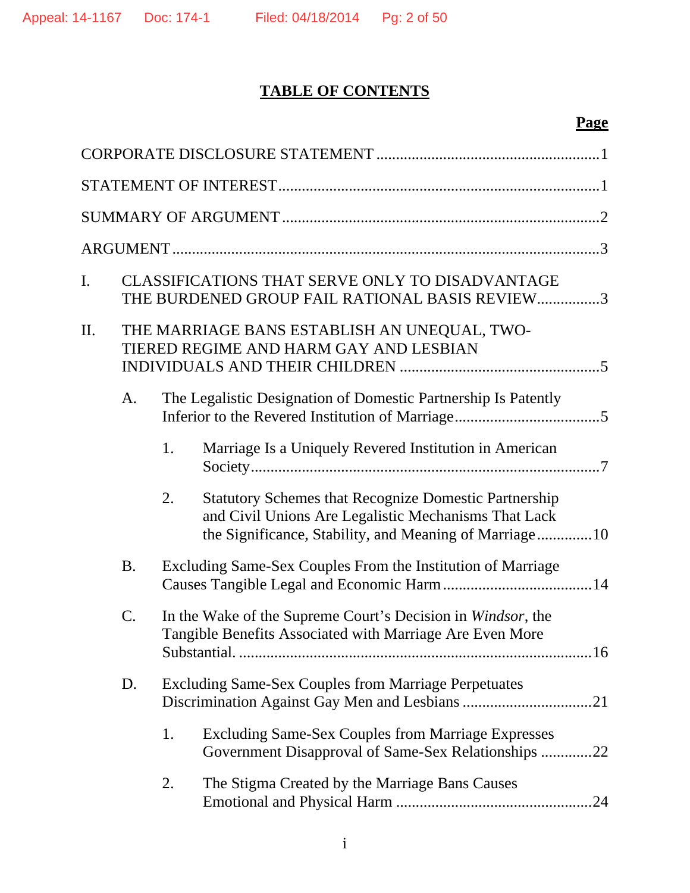# TABLE OF CONTENTS

**Page**

CORPORATE DISCLOSURE STATEMENT ........................................................ 1

STATEMENT OF INTEREST ................................................................................ 1

SUMMARY OF ARGUMENT ................................................................................ 2

ARGUMENT .......................................................................................................... 3

I. CLASSIFICATIONS THAT SERVE ONLY TO DISADVANTAGE THE BURDENED GROUP FAIL RATIONAL BASIS REVIEW ................ 3

II. THE MARRIAGE BANS ESTABLISH AN UNEQUAL, TWO-TIERED REGIME AND HARM GAY AND LESBIAN INDIVIDUALS AND THEIR CHILDREN .................................................. 5

   A. The Legalistic Designation of Domestic Partnership Is Patently Inferior to the Revered Institution of Marriage .................................... 5

      1. Marriage Is a Uniquely Revered Institution in American Society ....................................................................................... 7

      2. Statutory Schemes that Recognize Domestic Partnership and Civil Unions Are Legalistic Mechanisms That Lack the Significance, Stability, and Meaning of Marriage .............. 10

   B. Excluding Same-Sex Couples From the Institution of Marriage Causes Tangible Legal and Economic Harm ...................................... 14

   C. In the Wake of the Supreme Court's Decision in *Windsor*, the Tangible Benefits Associated with Marriage Are Even More Substantial. ........................................................................................ 16

   D. Excluding Same-Sex Couples from Marriage Perpetuates Discrimination Against Gay Men and Lesbians ................................. 21

      1. Excluding Same-Sex Couples from Marriage Expresses Government Disapproval of Same-Sex Relationships ............. 22

      2. The Stigma Created by the Marriage Bans Causes Emotional and Physical Harm .................................................. 24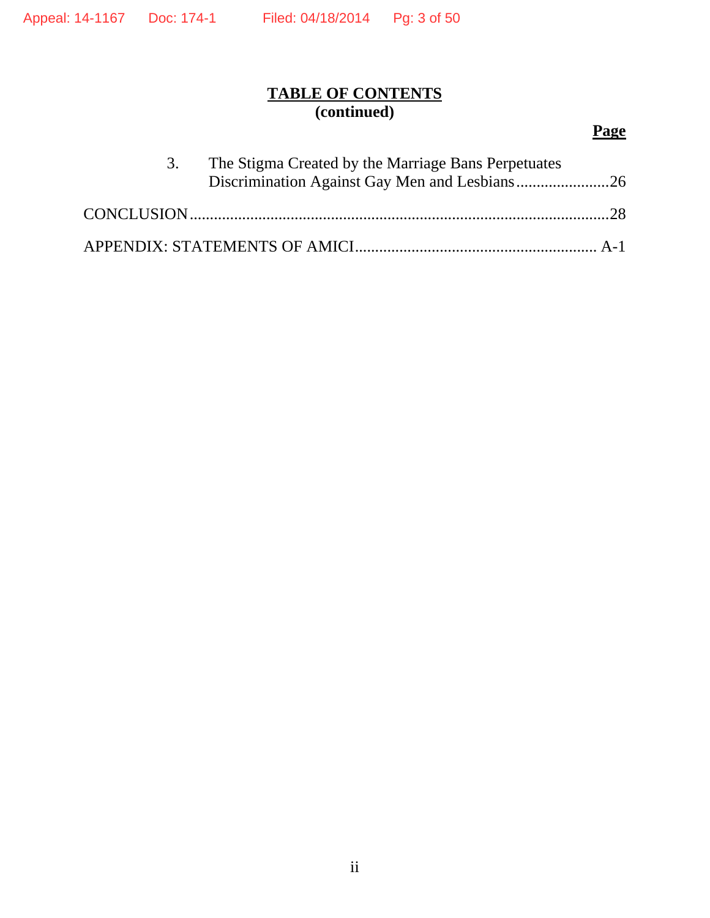## TABLE OF CONTENTS
## (continued)

| | Page |
|---|---|
| 3. The Stigma Created by the Marriage Bans Perpetuates Discrimination Against Gay Men and Lesbians | 26 |
| CONCLUSION | 28 |
| APPENDIX: STATEMENTS OF AMICI | A-1 |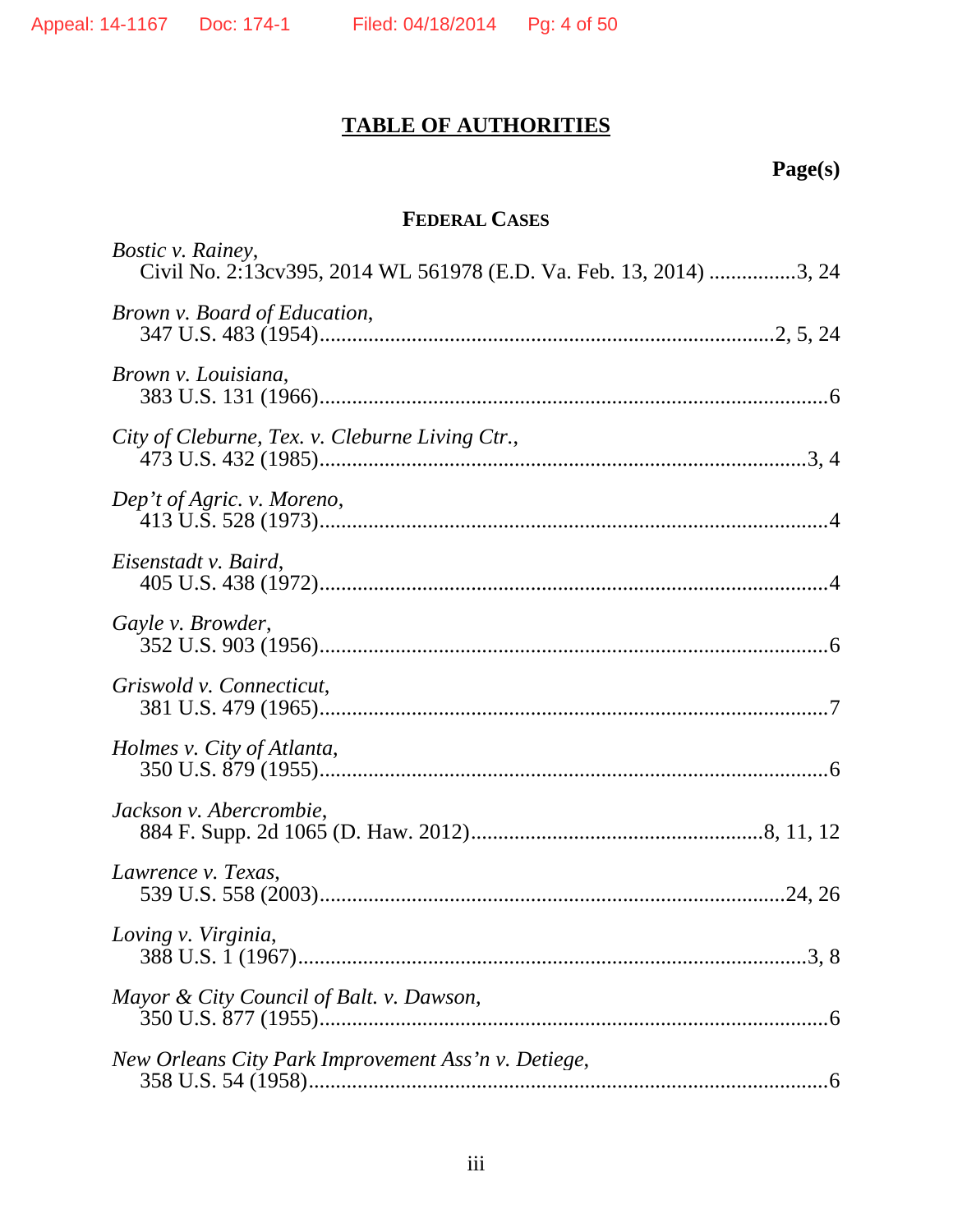# TABLE OF AUTHORITIES

**Page(s)**

**FEDERAL CASES**

*Bostic v. Rainey*,
Civil No. 2:13cv395, 2014 WL 561978 (E.D. Va. Feb. 13, 2014) ................3, 24

*Brown v. Board of Education*,
347 U.S. 483 (1954)..................................................................................2, 5, 24

*Brown v. Louisiana*,
383 U.S. 131 (1966)..............................................................................................6

*City of Cleburne, Tex. v. Cleburne Living Ctr.*,
473 U.S. 432 (1985)..........................................................................................3, 4

*Dep't of Agric. v. Moreno*,
413 U.S. 528 (1973)..............................................................................................4

*Eisenstadt v. Baird*,
405 U.S. 438 (1972)..............................................................................................4

*Gayle v. Browder*,
352 U.S. 903 (1956)..............................................................................................6

*Griswold v. Connecticut*,
381 U.S. 479 (1965)..............................................................................................7

*Holmes v. City of Atlanta*,
350 U.S. 879 (1955)..............................................................................................6

*Jackson v. Abercrombie*,
884 F. Supp. 2d 1065 (D. Haw. 2012)......................................................8, 11, 12

*Lawrence v. Texas*,
539 U.S. 558 (2003)........................................................................................24, 26

*Loving v. Virginia*,
388 U.S. 1 (1967)...............................................................................................3, 8

*Mayor & City Council of Balt. v. Dawson*,
350 U.S. 877 (1955)..............................................................................................6

*New Orleans City Park Improvement Ass'n v. Detiege*,
358 U.S. 54 (1958)................................................................................................6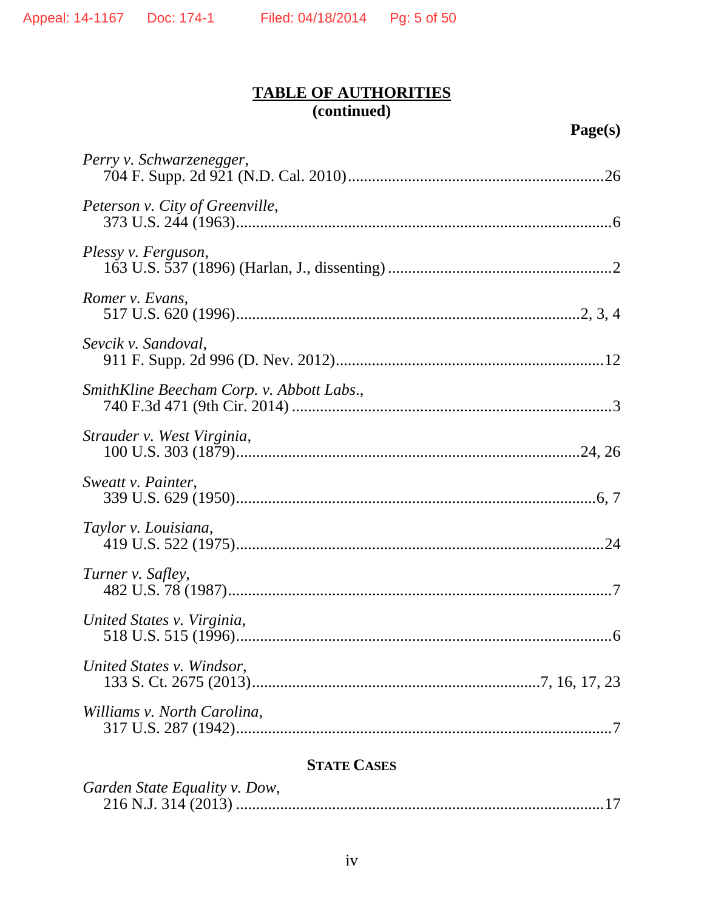**TABLE OF AUTHORITIES**
**(continued)**

**Page(s)**

*Perry v. Schwarzenegger*,
704 F. Supp. 2d 921 (N.D. Cal. 2010)....................................................................26

*Peterson v. City of Greenville*,
373 U.S. 244 (1963)...................................................................................................6

*Plessy v. Ferguson*,
163 U.S. 537 (1896) (Harlan, J., dissenting) ..........................................................2

*Romer v. Evans*,
517 U.S. 620 (1996)..........................................................................................2, 3, 4

*Sevcik v. Sandoval*,
911 F. Supp. 2d 996 (D. Nev. 2012).......................................................................12

*SmithKline Beecham Corp. v. Abbott Labs.*,
740 F.3d 471 (9th Cir. 2014) ....................................................................................3

*Strauder v. West Virginia*,
100 U.S. 303 (1879)...........................................................................................24, 26

*Sweatt v. Painter*,
339 U.S. 629 (1950)...............................................................................................6, 7

*Taylor v. Louisiana*,
419 U.S. 522 (1975).................................................................................................24

*Turner v. Safley*,
482 U.S. 78 (1987).....................................................................................................7

*United States v. Virginia*,
518 U.S. 515 (1996)...................................................................................................6

*United States v. Windsor*,
133 S. Ct. 2675 (2013).............................................................................7, 16, 17, 23

*Williams v. North Carolina*,
317 U.S. 287 (1942)...................................................................................................7

**STATE CASES**

*Garden State Equality v. Dow*,
216 N.J. 314 (2013) .................................................................................................17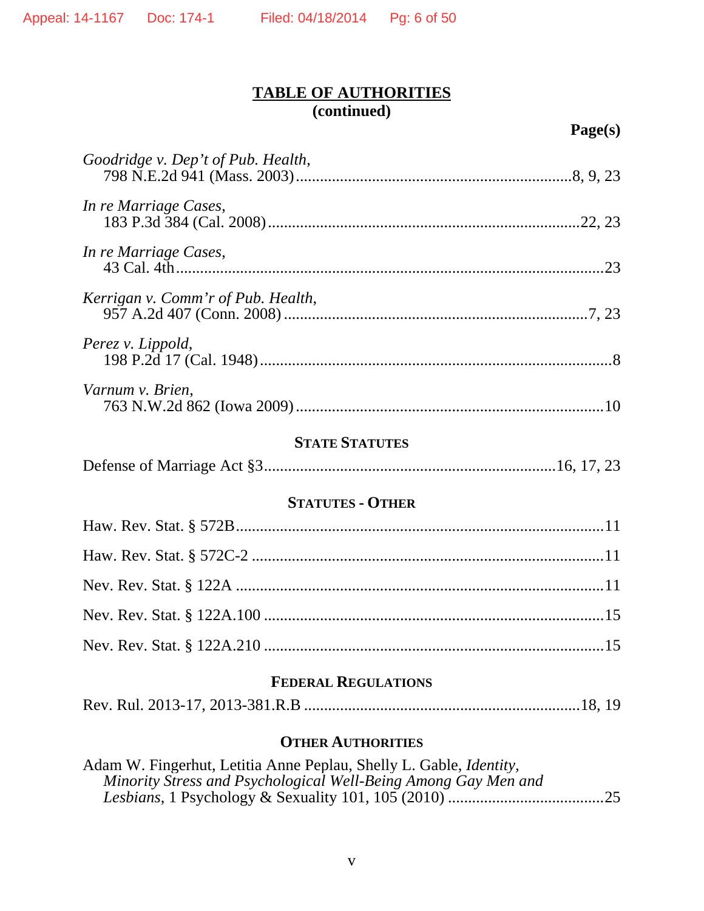## TABLE OF AUTHORITIES
**(continued)**

**Page(s)**

*Goodridge v. Dep't of Pub. Health*,
798 N.E.2d 941 (Mass. 2003) .......................................................................8, 9, 23

*In re Marriage Cases*,
183 P.3d 384 (Cal. 2008) .............................................................................22, 23

*In re Marriage Cases*,
43 Cal. 4th ...........................................................................................................23

*Kerrigan v. Comm'r of Pub. Health*,
957 A.2d 407 (Conn. 2008) .............................................................................7, 23

*Perez v. Lippold*,
198 P.2d 17 (Cal. 1948) .........................................................................................8

*Varnum v. Brien*,
763 N.W.2d 862 (Iowa 2009) ..............................................................................10

### STATE STATUTES

Defense of Marriage Act §3 .......................................................................16, 17, 23

### STATUTES - OTHER

Haw. Rev. Stat. § 572B...........................................................................................11

Haw. Rev. Stat. § 572C-2 ........................................................................................11

Nev. Rev. Stat. § 122A ...........................................................................................11

Nev. Rev. Stat. § 122A.100 .....................................................................................15

Nev. Rev. Stat. § 122A.210 .....................................................................................15

### FEDERAL REGULATIONS

Rev. Rul. 2013-17, 2013-381.R.B ....................................................................18, 19

### OTHER AUTHORITIES

Adam W. Fingerhut, Letitia Anne Peplau, Shelly L. Gable, *Identity, Minority Stress and Psychological Well-Being Among Gay Men and Lesbians*, 1 Psychology & Sexuality 101, 105 (2010) .......................................25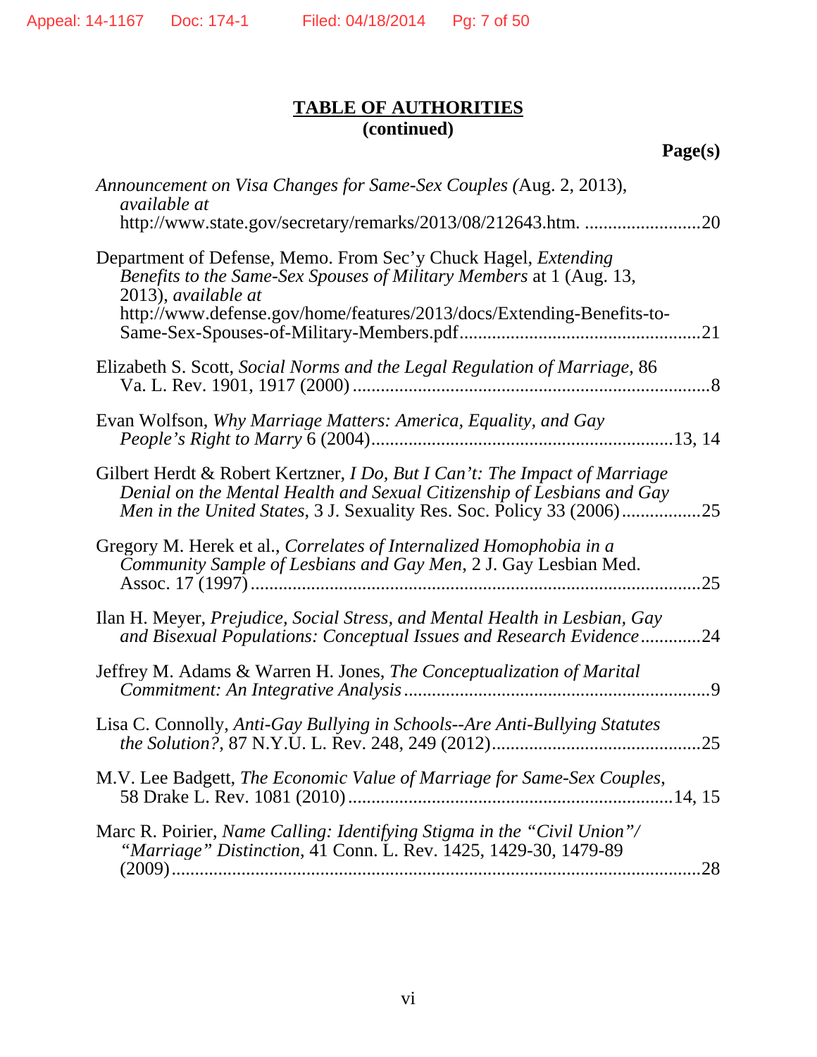**TABLE OF AUTHORITIES**
**(continued)**

**Page(s)**

*Announcement on Visa Changes for Same-Sex Couples (*Aug. 2, 2013), *available at* http://www.state.gov/secretary/remarks/2013/08/212643.htm. .........................20

Department of Defense, Memo. From Sec'y Chuck Hagel, *Extending Benefits to the Same-Sex Spouses of Military Members* at 1 (Aug. 13, 2013), *available at* http://www.defense.gov/home/features/2013/docs/Extending-Benefits-to-Same-Sex-Spouses-of-Military-Members.pdf....................................................21

Elizabeth S. Scott, *Social Norms and the Legal Regulation of Marriage*, 86 Va. L. Rev. 1901, 1917 (2000) ............................................................................8

Evan Wolfson, *Why Marriage Matters: America, Equality, and Gay People's Right to Marry* 6 (2004)................................................................13, 14

Gilbert Herdt & Robert Kertzner, *I Do, But I Can't: The Impact of Marriage Denial on the Mental Health and Sexual Citizenship of Lesbians and Gay Men in the United States*, 3 J. Sexuality Res. Soc. Policy 33 (2006).................25

Gregory M. Herek et al., *Correlates of Internalized Homophobia in a Community Sample of Lesbians and Gay Men*, 2 J. Gay Lesbian Med. Assoc. 17 (1997)................................................................................................25

Ilan H. Meyer, *Prejudice, Social Stress, and Mental Health in Lesbian, Gay and Bisexual Populations: Conceptual Issues and Research Evidence*.............24

Jeffrey M. Adams & Warren H. Jones, *The Conceptualization of Marital Commitment: An Integrative Analysis*.................................................................9

Lisa C. Connolly, *Anti-Gay Bullying in Schools--Are Anti-Bullying Statutes the Solution?*, 87 N.Y.U. L. Rev. 248, 249 (2012)............................................25

M.V. Lee Badgett, *The Economic Value of Marriage for Same-Sex Couples*, 58 Drake L. Rev. 1081 (2010)....................................................................14, 15

Marc R. Poirier, *Name Calling: Identifying Stigma in the "Civil Union"/ "Marriage" Distinction*, 41 Conn. L. Rev. 1425, 1429-30, 1479-89 (2009).................................................................................................................28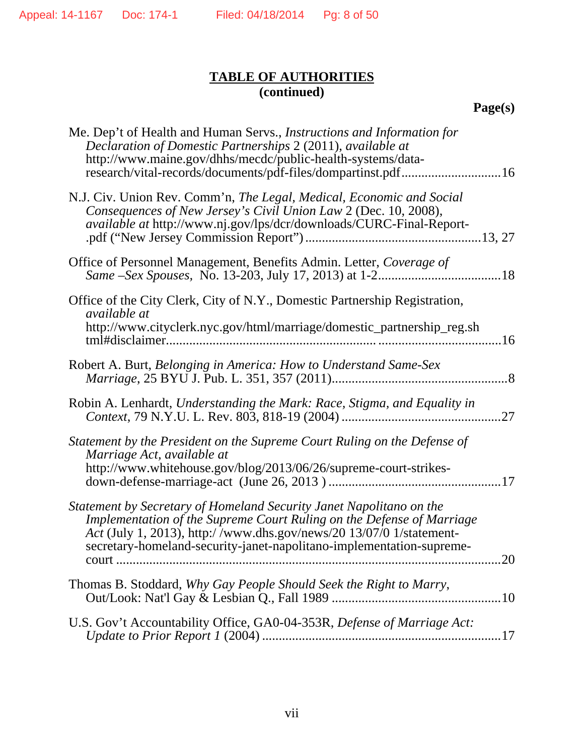## TABLE OF AUTHORITIES (continued)

**Page(s)**

Me. Dep't of Health and Human Servs., *Instructions and Information for Declaration of Domestic Partnerships* 2 (2011), *available at* http://www.maine.gov/dhhs/mecdc/public-health-systems/data-research/vital-records/documents/pdf-files/dompartinst.pdf ............................16

N.J. Civ. Union Rev. Comm'n, *The Legal, Medical, Economic and Social Consequences of New Jersey's Civil Union Law* 2 (Dec. 10, 2008), *available at* http://www.nj.gov/lps/dcr/downloads/CURC-Final-Report-.pdf ("New Jersey Commission Report") ....................................................13, 27

Office of Personnel Management, Benefits Admin. Letter, *Coverage of Same –Sex Spouses*, No. 13-203, July 17, 2013) at 1-2....................................18

Office of the City Clerk, City of N.Y., Domestic Partnership Registration, *available at* http://www.cityclerk.nyc.gov/html/marriage/domestic_partnership_reg.shtml#disclaimer......................................................... ....................................16

Robert A. Burt, *Belonging in America: How to Understand Same-Sex Marriage*, 25 BYU J. Pub. L. 351, 357 (2011)....................................................8

Robin A. Lenhardt, *Understanding the Mark: Race, Stigma, and Equality in Context*, 79 N.Y.U. L. Rev. 803, 818-19 (2004) ...............................................27

*Statement by the President on the Supreme Court Ruling on the Defense of Marriage Act, available at* http://www.whitehouse.gov/blog/2013/06/26/supreme-court-strikes-down-defense-marriage-act (June 26, 2013 ) ...................................................17

*Statement by Secretary of Homeland Security Janet Napolitano on the Implementation of the Supreme Court Ruling on the Defense of Marriage Act* (July 1, 2013), http:/ /www.dhs.gov/news/20 13/07/0 1/statement-secretary-homeland-security-janet-napolitano-implementation-supreme-court ......................................................................................................20

Thomas B. Stoddard, *Why Gay People Should Seek the Right to Marry*, Out/Look: Nat'l Gay & Lesbian Q., Fall 1989 ..................................................10

U.S. Gov't Accountability Office, GA0-04-353R, *Defense of Marriage Act: Update to Prior Report 1* (2004) .......................................................................17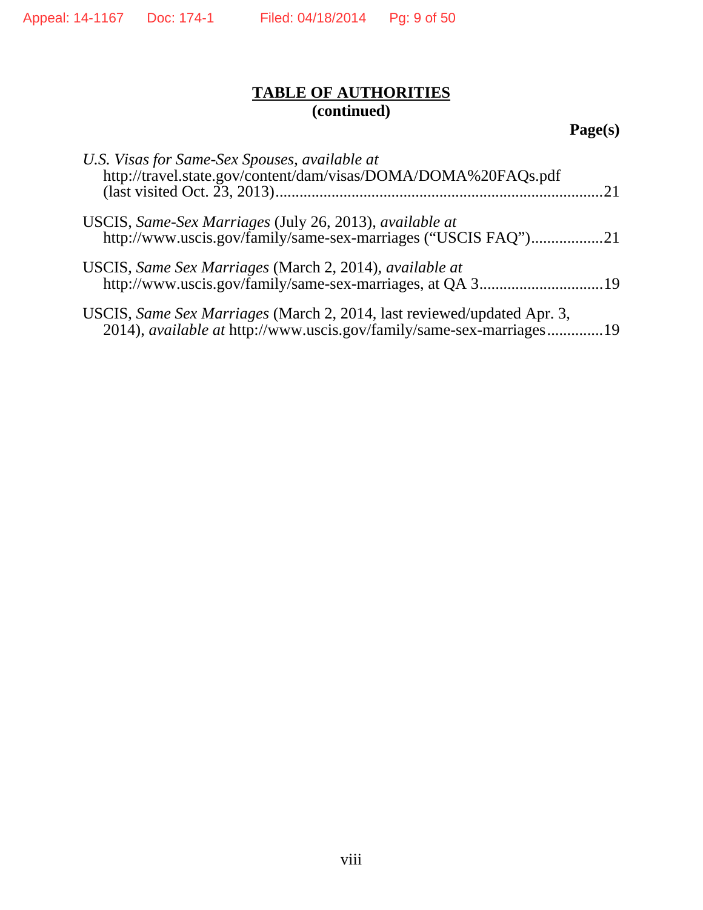**TABLE OF AUTHORITIES**
**(continued)**

**Page(s)**

*U.S. Visas for Same-Sex Spouses*, *available at* http://travel.state.gov/content/dam/visas/DOMA/DOMA%20FAQs.pdf (last visited Oct. 23, 2013) ....................21

USCIS, *Same-Sex Marriages* (July 26, 2013), *available at* http://www.uscis.gov/family/same-sex-marriages ("USCIS FAQ") ....................21

USCIS, *Same Sex Marriages* (March 2, 2014), *available at* http://www.uscis.gov/family/same-sex-marriages, at QA 3 ....................19

USCIS, *Same Sex Marriages* (March 2, 2014, last reviewed/updated Apr. 3, 2014), *available at* http://www.uscis.gov/family/same-sex-marriages ....................19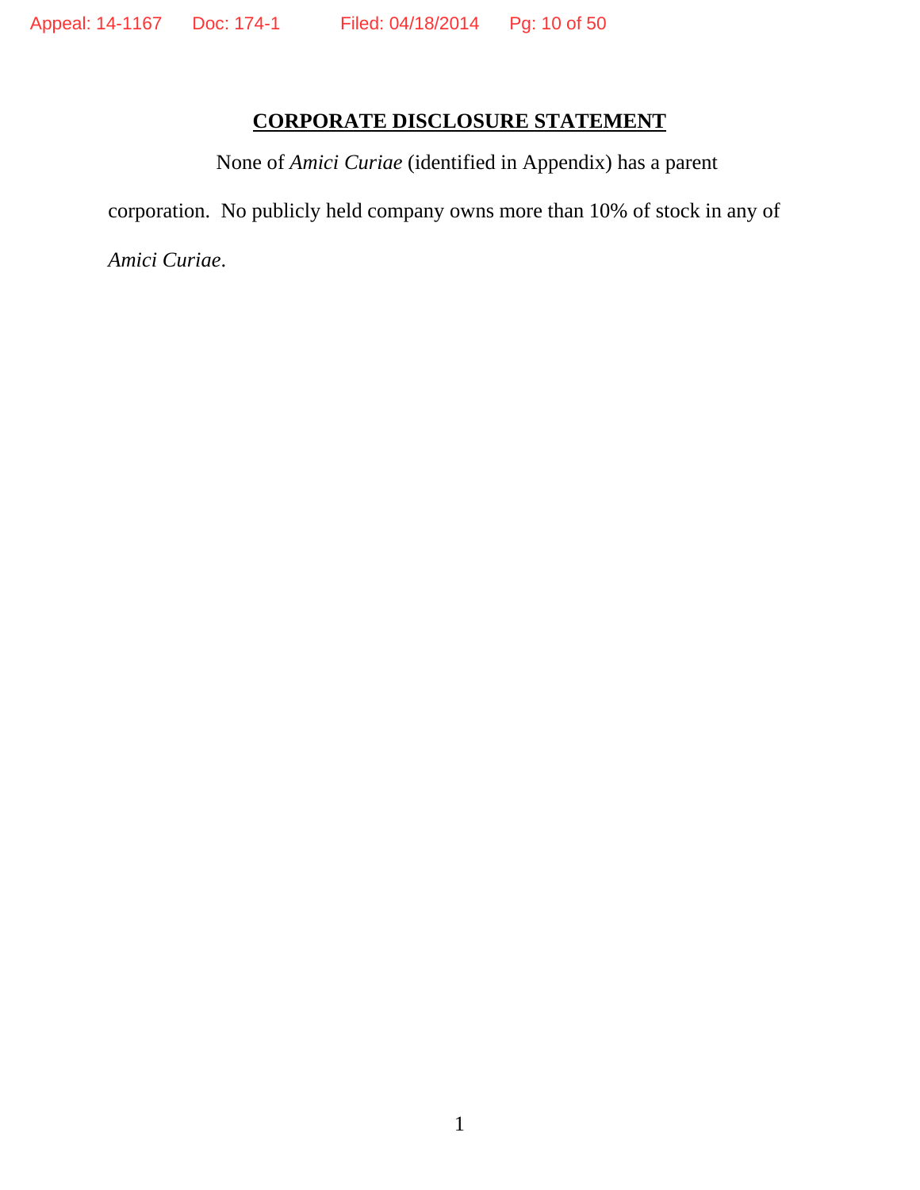## CORPORATE DISCLOSURE STATEMENT

None of *Amici Curiae* (identified in Appendix) has a parent corporation. No publicly held company owns more than 10% of stock in any of *Amici Curiae*.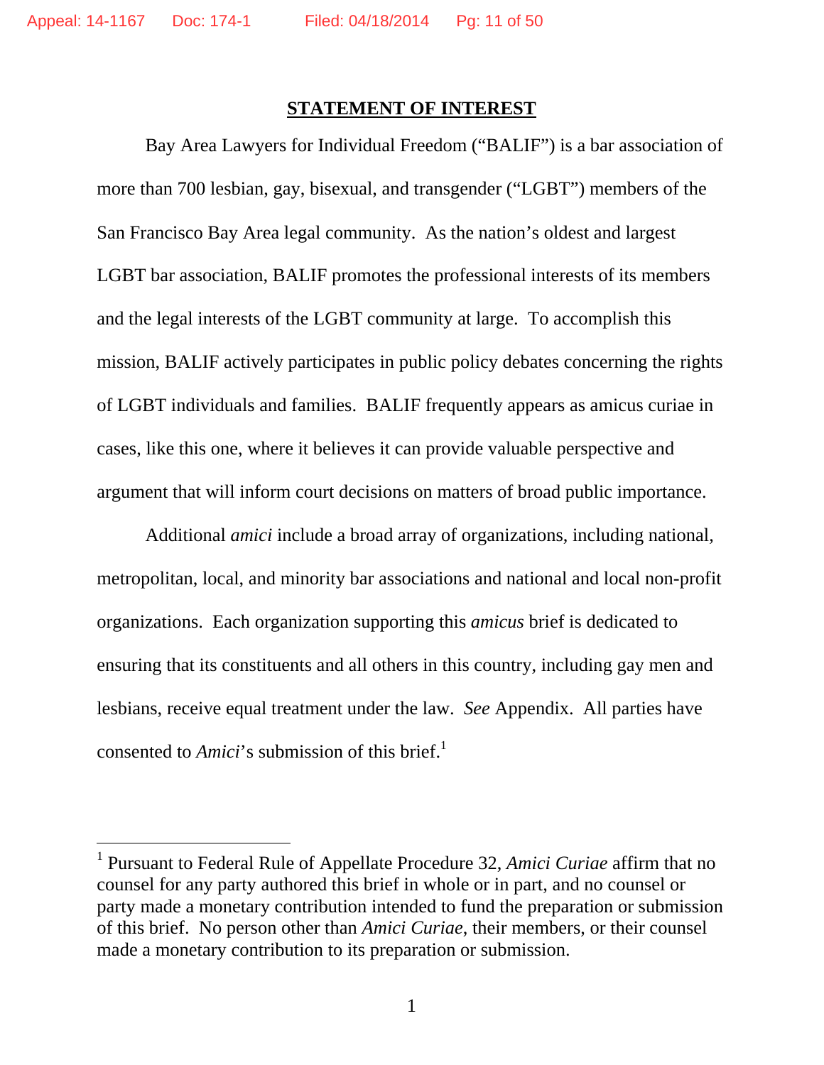## STATEMENT OF INTEREST

Bay Area Lawyers for Individual Freedom ("BALIF") is a bar association of more than 700 lesbian, gay, bisexual, and transgender ("LGBT") members of the San Francisco Bay Area legal community. As the nation's oldest and largest LGBT bar association, BALIF promotes the professional interests of its members and the legal interests of the LGBT community at large. To accomplish this mission, BALIF actively participates in public policy debates concerning the rights of LGBT individuals and families. BALIF frequently appears as amicus curiae in cases, like this one, where it believes it can provide valuable perspective and argument that will inform court decisions on matters of broad public importance.

Additional *amici* include a broad array of organizations, including national, metropolitan, local, and minority bar associations and national and local non-profit organizations. Each organization supporting this *amicus* brief is dedicated to ensuring that its constituents and all others in this country, including gay men and lesbians, receive equal treatment under the law. *See* Appendix. All parties have consented to *Amici*'s submission of this brief.[1]

---

[1] Pursuant to Federal Rule of Appellate Procedure 32, *Amici Curiae* affirm that no counsel for any party authored this brief in whole or in part, and no counsel or party made a monetary contribution intended to fund the preparation or submission of this brief. No person other than *Amici Curiae*, their members, or their counsel made a monetary contribution to its preparation or submission.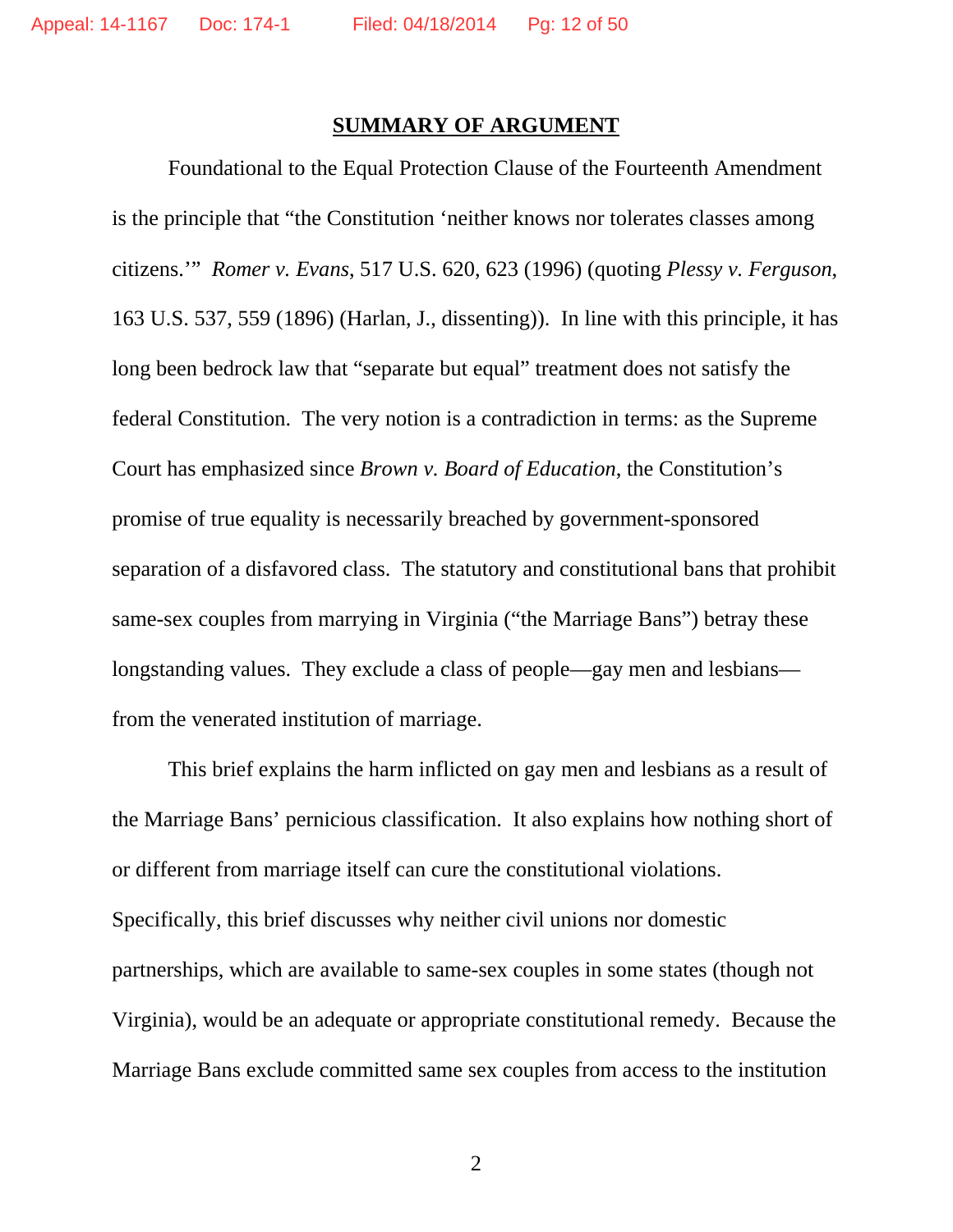## SUMMARY OF ARGUMENT

Foundational to the Equal Protection Clause of the Fourteenth Amendment is the principle that "the Constitution 'neither knows nor tolerates classes among citizens.'" *Romer v. Evans*, 517 U.S. 620, 623 (1996) (quoting *Plessy v. Ferguson*, 163 U.S. 537, 559 (1896) (Harlan, J., dissenting)). In line with this principle, it has long been bedrock law that "separate but equal" treatment does not satisfy the federal Constitution. The very notion is a contradiction in terms: as the Supreme Court has emphasized since *Brown v. Board of Education*, the Constitution's promise of true equality is necessarily breached by government-sponsored separation of a disfavored class. The statutory and constitutional bans that prohibit same-sex couples from marrying in Virginia ("the Marriage Bans") betray these longstanding values. They exclude a class of people—gay men and lesbians—from the venerated institution of marriage.

This brief explains the harm inflicted on gay men and lesbians as a result of the Marriage Bans' pernicious classification. It also explains how nothing short of or different from marriage itself can cure the constitutional violations. Specifically, this brief discusses why neither civil unions nor domestic partnerships, which are available to same-sex couples in some states (though not Virginia), would be an adequate or appropriate constitutional remedy. Because the Marriage Bans exclude committed same sex couples from access to the institution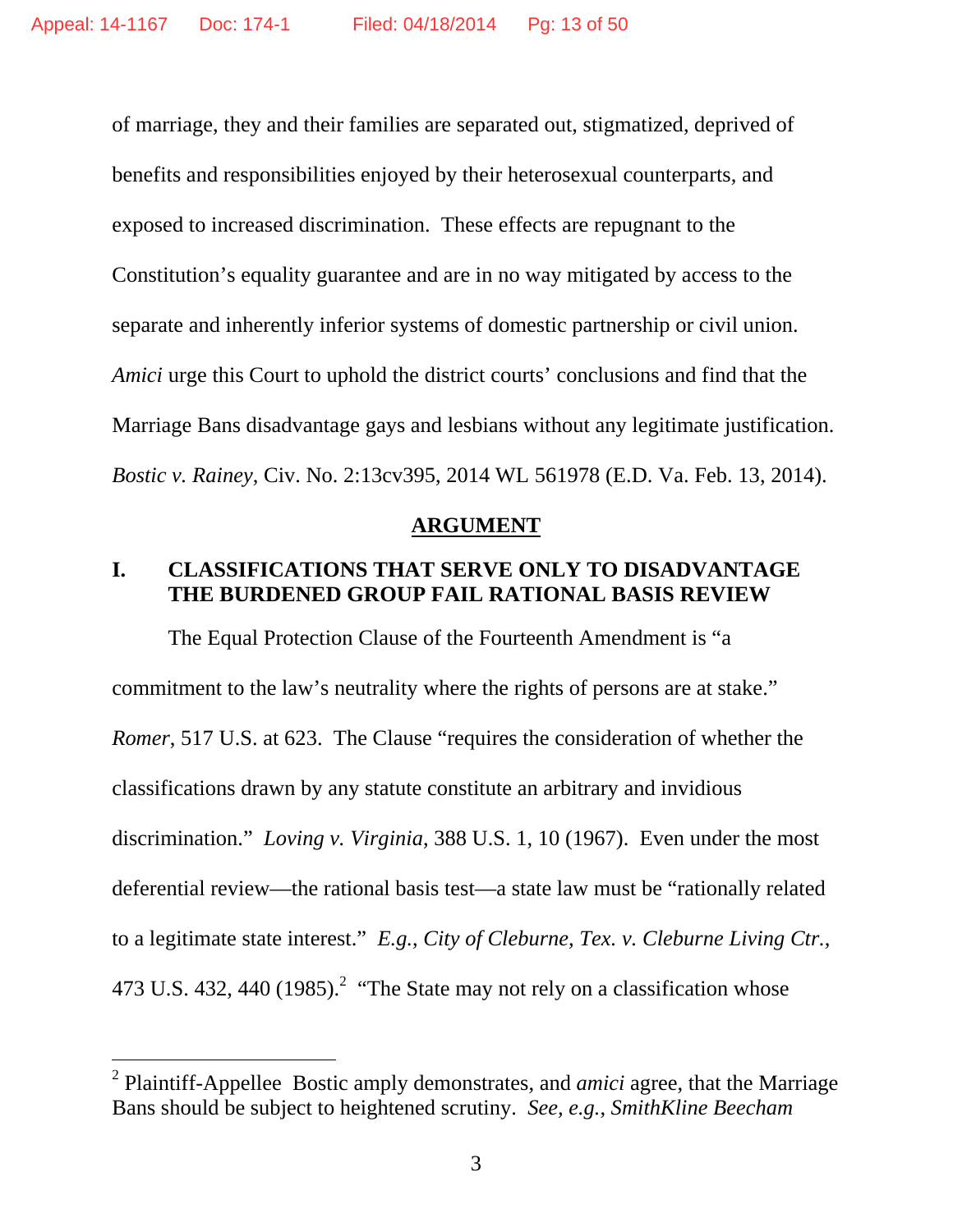of marriage, they and their families are separated out, stigmatized, deprived of benefits and responsibilities enjoyed by their heterosexual counterparts, and exposed to increased discrimination. These effects are repugnant to the Constitution's equality guarantee and are in no way mitigated by access to the separate and inherently inferior systems of domestic partnership or civil union. *Amici* urge this Court to uphold the district courts' conclusions and find that the Marriage Bans disadvantage gays and lesbians without any legitimate justification. *Bostic v. Rainey*, Civ. No. 2:13cv395, 2014 WL 561978 (E.D. Va. Feb. 13, 2014).

## ARGUMENT

### I. CLASSIFICATIONS THAT SERVE ONLY TO DISADVANTAGE THE BURDENED GROUP FAIL RATIONAL BASIS REVIEW

The Equal Protection Clause of the Fourteenth Amendment is "a commitment to the law's neutrality where the rights of persons are at stake." *Romer*, 517 U.S. at 623. The Clause "requires the consideration of whether the classifications drawn by any statute constitute an arbitrary and invidious discrimination." *Loving v. Virginia*, 388 U.S. 1, 10 (1967). Even under the most deferential review—the rational basis test—a state law must be "rationally related to a legitimate state interest." *E.g.*, *City of Cleburne, Tex. v. Cleburne Living Ctr.*, 473 U.S. 432, 440 (1985).[2] "The State may not rely on a classification whose

[2] Plaintiff-Appellee Bostic amply demonstrates, and *amici* agree, that the Marriage Bans should be subject to heightened scrutiny. *See, e.g.*, *SmithKline Beecham*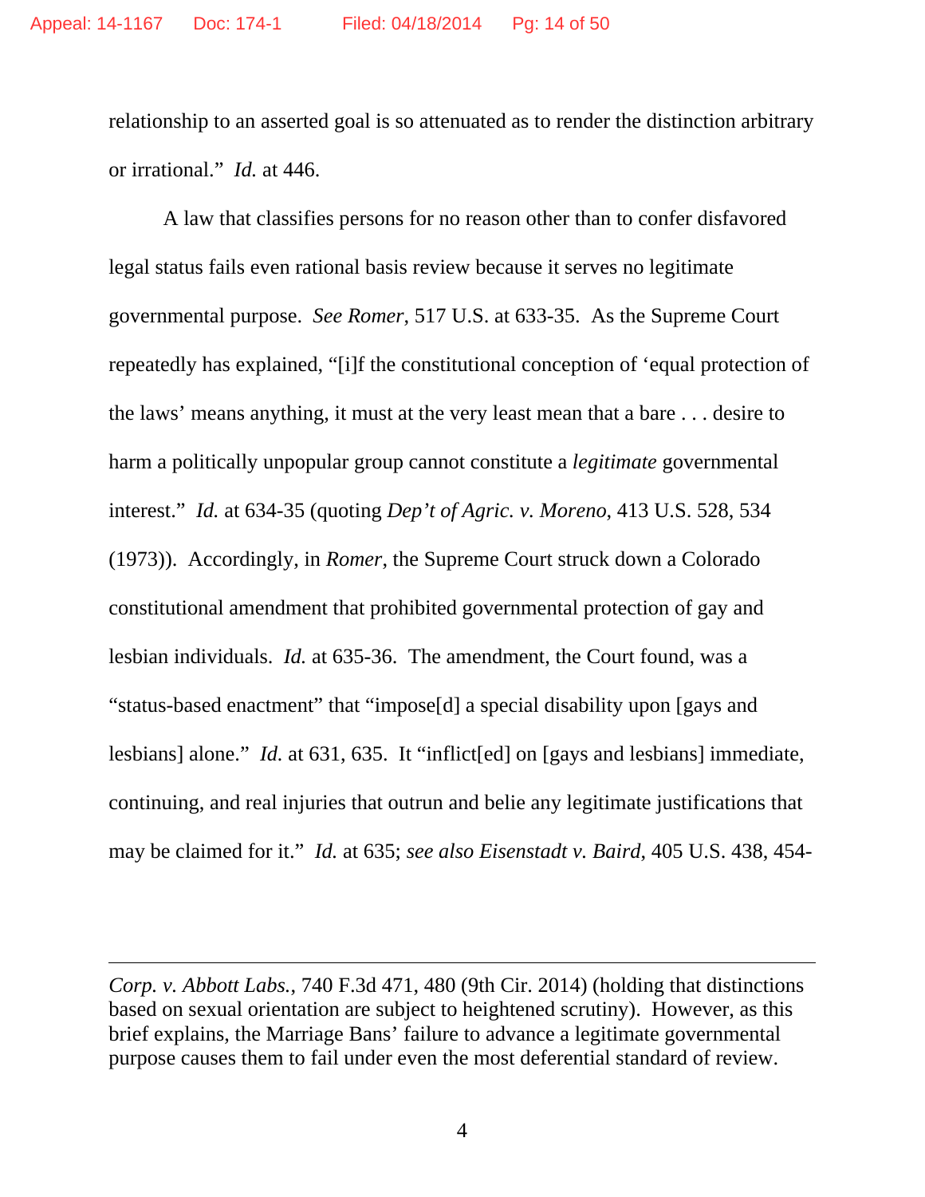relationship to an asserted goal is so attenuated as to render the distinction arbitrary or irrational." *Id.* at 446.

A law that classifies persons for no reason other than to confer disfavored legal status fails even rational basis review because it serves no legitimate governmental purpose. *See Romer*, 517 U.S. at 633-35. As the Supreme Court repeatedly has explained, "[i]f the constitutional conception of 'equal protection of the laws' means anything, it must at the very least mean that a bare . . . desire to harm a politically unpopular group cannot constitute a *legitimate* governmental interest." *Id.* at 634-35 (quoting *Dep't of Agric. v. Moreno*, 413 U.S. 528, 534 (1973)). Accordingly, in *Romer*, the Supreme Court struck down a Colorado constitutional amendment that prohibited governmental protection of gay and lesbian individuals. *Id.* at 635-36. The amendment, the Court found, was a "status-based enactment" that "impose[d] a special disability upon [gays and lesbians] alone." *Id.* at 631, 635. It "inflict[ed] on [gays and lesbians] immediate, continuing, and real injuries that outrun and belie any legitimate justifications that may be claimed for it." *Id.* at 635; *see also Eisenstadt v. Baird*, 405 U.S. 438, 454-

---

*Corp. v. Abbott Labs.*, 740 F.3d 471, 480 (9th Cir. 2014) (holding that distinctions based on sexual orientation are subject to heightened scrutiny). However, as this brief explains, the Marriage Bans' failure to advance a legitimate governmental purpose causes them to fail under even the most deferential standard of review.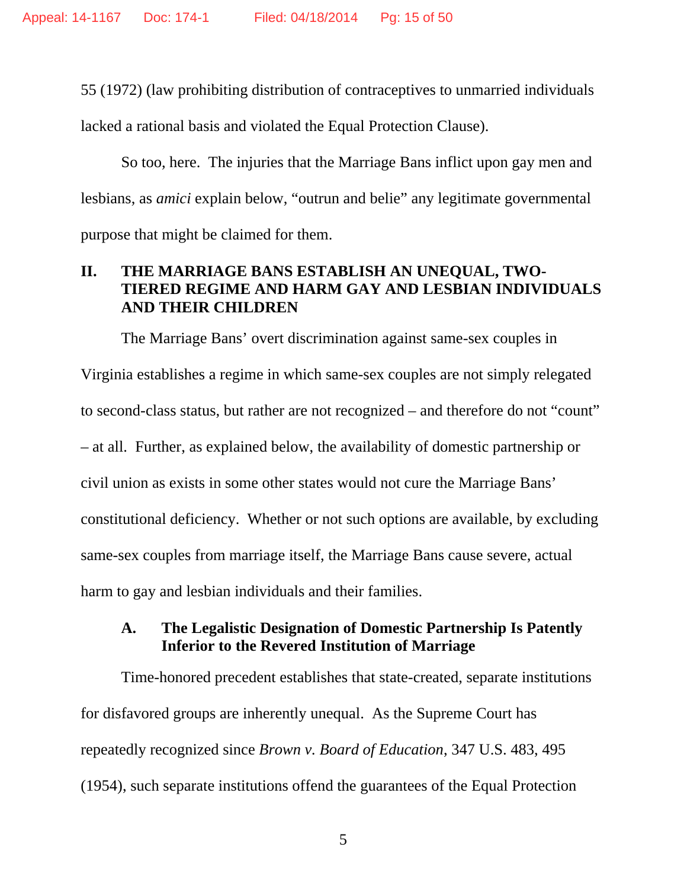55 (1972) (law prohibiting distribution of contraceptives to unmarried individuals lacked a rational basis and violated the Equal Protection Clause).

So too, here. The injuries that the Marriage Bans inflict upon gay men and lesbians, as *amici* explain below, "outrun and belie" any legitimate governmental purpose that might be claimed for them.

## II. THE MARRIAGE BANS ESTABLISH AN UNEQUAL, TWO-TIERED REGIME AND HARM GAY AND LESBIAN INDIVIDUALS AND THEIR CHILDREN

The Marriage Bans' overt discrimination against same-sex couples in Virginia establishes a regime in which same-sex couples are not simply relegated to second-class status, but rather are not recognized – and therefore do not "count" – at all. Further, as explained below, the availability of domestic partnership or civil union as exists in some other states would not cure the Marriage Bans' constitutional deficiency. Whether or not such options are available, by excluding same-sex couples from marriage itself, the Marriage Bans cause severe, actual harm to gay and lesbian individuals and their families.

### A. The Legalistic Designation of Domestic Partnership Is Patently Inferior to the Revered Institution of Marriage

Time-honored precedent establishes that state-created, separate institutions for disfavored groups are inherently unequal. As the Supreme Court has repeatedly recognized since *Brown v. Board of Education*, 347 U.S. 483, 495 (1954), such separate institutions offend the guarantees of the Equal Protection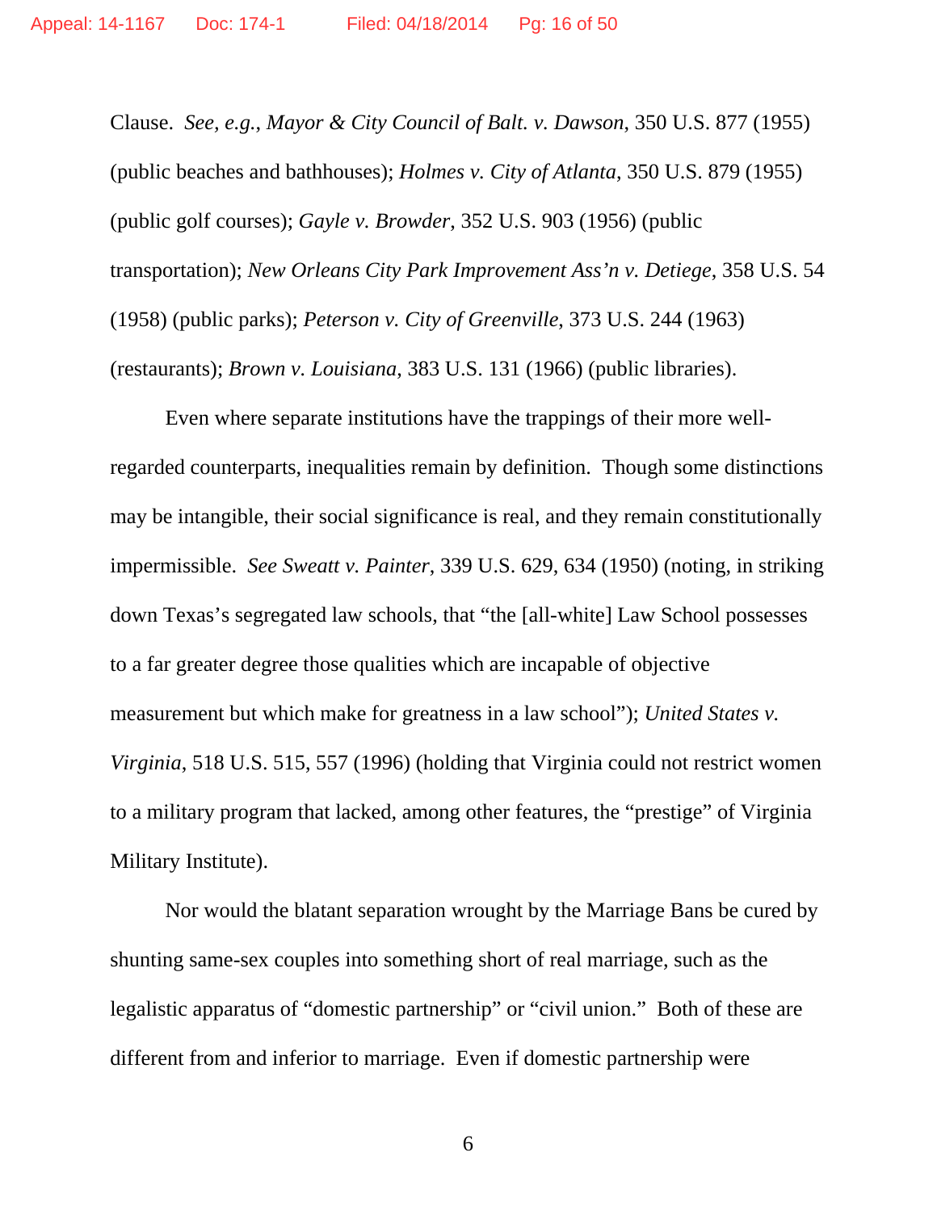Clause. *See, e.g.*, *Mayor & City Council of Balt. v. Dawson*, 350 U.S. 877 (1955) (public beaches and bathhouses); *Holmes v. City of Atlanta*, 350 U.S. 879 (1955) (public golf courses); *Gayle v. Browder*, 352 U.S. 903 (1956) (public transportation); *New Orleans City Park Improvement Ass'n v. Detiege*, 358 U.S. 54 (1958) (public parks); *Peterson v. City of Greenville*, 373 U.S. 244 (1963) (restaurants); *Brown v. Louisiana*, 383 U.S. 131 (1966) (public libraries).

Even where separate institutions have the trappings of their more well-regarded counterparts, inequalities remain by definition. Though some distinctions may be intangible, their social significance is real, and they remain constitutionally impermissible. *See Sweatt v. Painter*, 339 U.S. 629, 634 (1950) (noting, in striking down Texas's segregated law schools, that "the [all-white] Law School possesses to a far greater degree those qualities which are incapable of objective measurement but which make for greatness in a law school"); *United States v. Virginia*, 518 U.S. 515, 557 (1996) (holding that Virginia could not restrict women to a military program that lacked, among other features, the "prestige" of Virginia Military Institute).

Nor would the blatant separation wrought by the Marriage Bans be cured by shunting same-sex couples into something short of real marriage, such as the legalistic apparatus of "domestic partnership" or "civil union." Both of these are different from and inferior to marriage. Even if domestic partnership were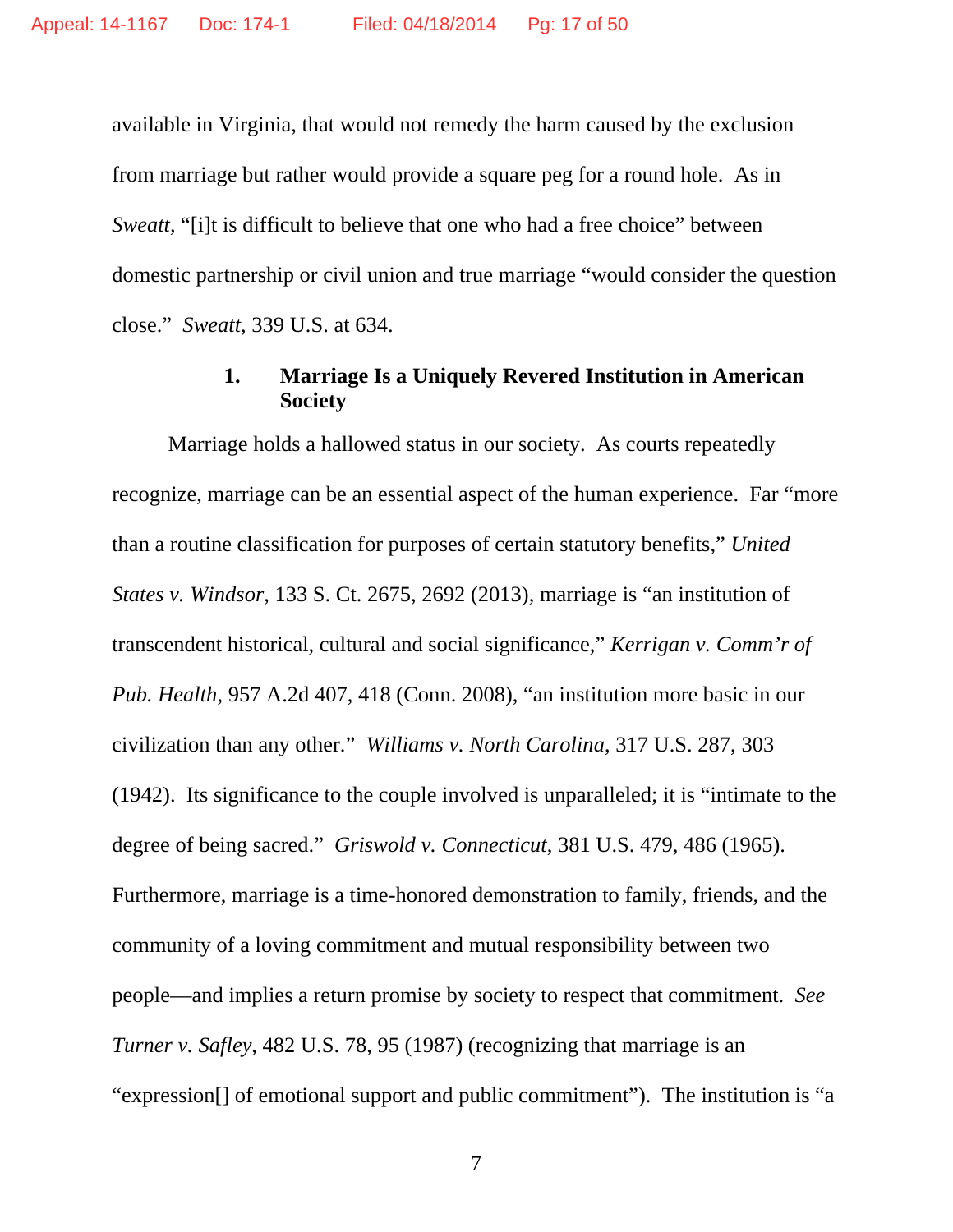available in Virginia, that would not remedy the harm caused by the exclusion from marriage but rather would provide a square peg for a round hole. As in *Sweatt*, "[i]t is difficult to believe that one who had a free choice" between domestic partnership or civil union and true marriage "would consider the question close." *Sweatt*, 339 U.S. at 634.

### 1. Marriage Is a Uniquely Revered Institution in American Society

Marriage holds a hallowed status in our society. As courts repeatedly recognize, marriage can be an essential aspect of the human experience. Far "more than a routine classification for purposes of certain statutory benefits," *United States v. Windsor*, 133 S. Ct. 2675, 2692 (2013), marriage is "an institution of transcendent historical, cultural and social significance," *Kerrigan v. Comm'r of Pub. Health*, 957 A.2d 407, 418 (Conn. 2008), "an institution more basic in our civilization than any other." *Williams v. North Carolina*, 317 U.S. 287, 303 (1942). Its significance to the couple involved is unparalleled; it is "intimate to the degree of being sacred." *Griswold v. Connecticut*, 381 U.S. 479, 486 (1965). Furthermore, marriage is a time-honored demonstration to family, friends, and the community of a loving commitment and mutual responsibility between two people—and implies a return promise by society to respect that commitment. *See Turner v. Safley*, 482 U.S. 78, 95 (1987) (recognizing that marriage is an "expression[] of emotional support and public commitment"). The institution is "a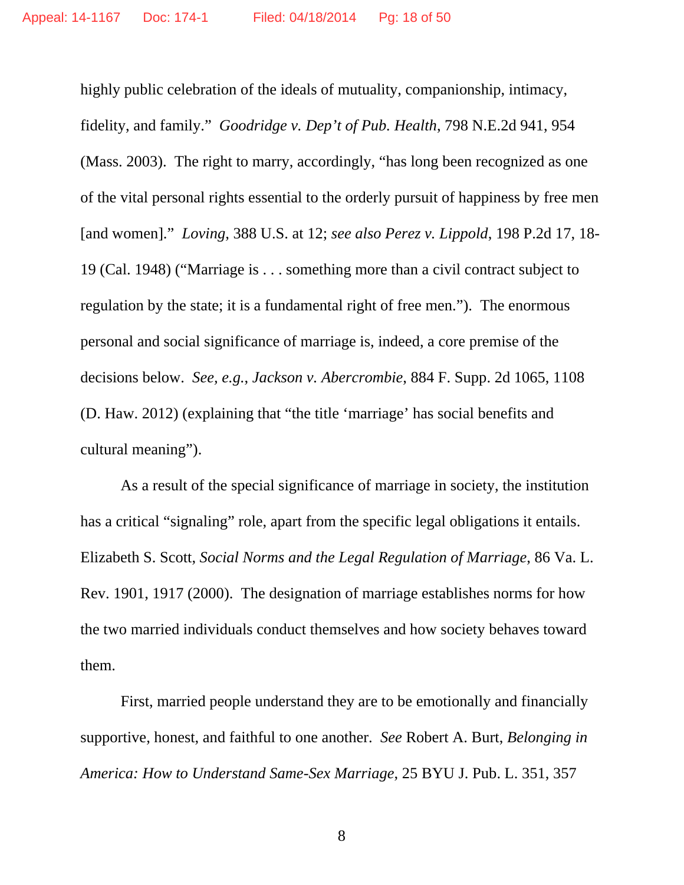highly public celebration of the ideals of mutuality, companionship, intimacy, fidelity, and family." *Goodridge v. Dep't of Pub. Health*, 798 N.E.2d 941, 954 (Mass. 2003). The right to marry, accordingly, "has long been recognized as one of the vital personal rights essential to the orderly pursuit of happiness by free men [and women]." *Loving*, 388 U.S. at 12; *see also Perez v. Lippold*, 198 P.2d 17, 18-19 (Cal. 1948) ("Marriage is . . . something more than a civil contract subject to regulation by the state; it is a fundamental right of free men."). The enormous personal and social significance of marriage is, indeed, a core premise of the decisions below. *See, e.g.*, *Jackson v. Abercrombie*, 884 F. Supp. 2d 1065, 1108 (D. Haw. 2012) (explaining that "the title 'marriage' has social benefits and cultural meaning").

As a result of the special significance of marriage in society, the institution has a critical "signaling" role, apart from the specific legal obligations it entails. Elizabeth S. Scott, *Social Norms and the Legal Regulation of Marriage*, 86 Va. L. Rev. 1901, 1917 (2000). The designation of marriage establishes norms for how the two married individuals conduct themselves and how society behaves toward them.

First, married people understand they are to be emotionally and financially supportive, honest, and faithful to one another. *See* Robert A. Burt, *Belonging in America: How to Understand Same-Sex Marriage*, 25 BYU J. Pub. L. 351, 357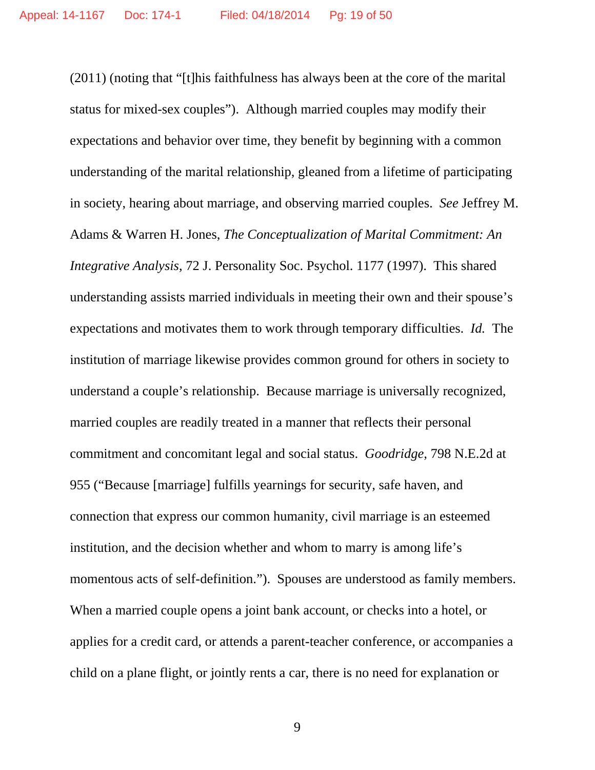(2011) (noting that "[t]his faithfulness has always been at the core of the marital status for mixed-sex couples"). Although married couples may modify their expectations and behavior over time, they benefit by beginning with a common understanding of the marital relationship, gleaned from a lifetime of participating in society, hearing about marriage, and observing married couples. *See* Jeffrey M. Adams & Warren H. Jones, *The Conceptualization of Marital Commitment: An Integrative Analysis*, 72 J. Personality Soc. Psychol. 1177 (1997). This shared understanding assists married individuals in meeting their own and their spouse's expectations and motivates them to work through temporary difficulties. *Id.* The institution of marriage likewise provides common ground for others in society to understand a couple's relationship. Because marriage is universally recognized, married couples are readily treated in a manner that reflects their personal commitment and concomitant legal and social status. *Goodridge*, 798 N.E.2d at 955 ("Because [marriage] fulfills yearnings for security, safe haven, and connection that express our common humanity, civil marriage is an esteemed institution, and the decision whether and whom to marry is among life's momentous acts of self-definition."). Spouses are understood as family members. When a married couple opens a joint bank account, or checks into a hotel, or applies for a credit card, or attends a parent-teacher conference, or accompanies a child on a plane flight, or jointly rents a car, there is no need for explanation or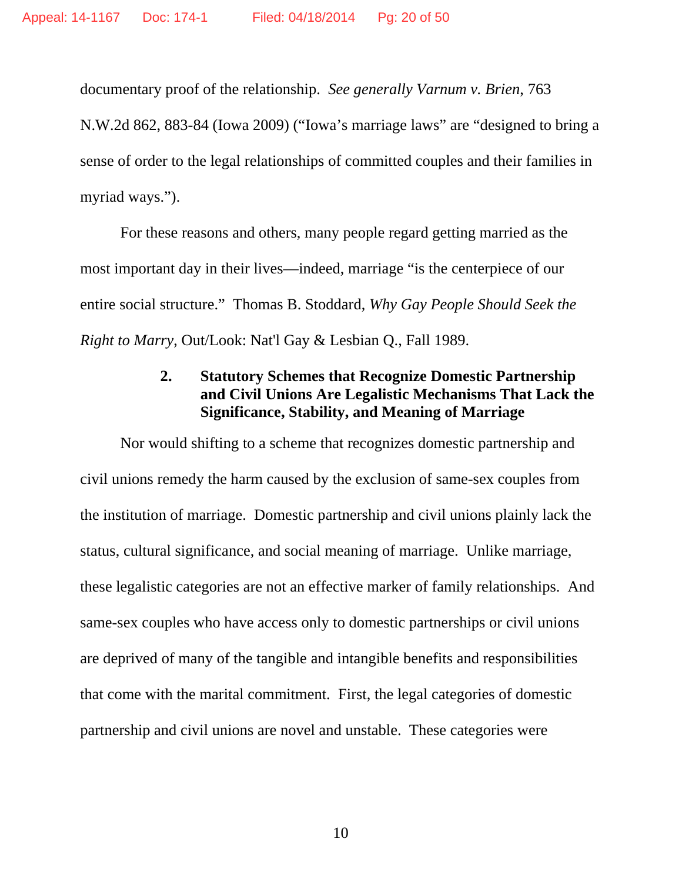documentary proof of the relationship. *See generally Varnum v. Brien*, 763 N.W.2d 862, 883-84 (Iowa 2009) ("Iowa's marriage laws" are "designed to bring a sense of order to the legal relationships of committed couples and their families in myriad ways.").

For these reasons and others, many people regard getting married as the most important day in their lives—indeed, marriage "is the centerpiece of our entire social structure." Thomas B. Stoddard, *Why Gay People Should Seek the Right to Marry*, Out/Look: Nat'l Gay & Lesbian Q., Fall 1989.

### 2. Statutory Schemes that Recognize Domestic Partnership and Civil Unions Are Legalistic Mechanisms That Lack the Significance, Stability, and Meaning of Marriage

Nor would shifting to a scheme that recognizes domestic partnership and civil unions remedy the harm caused by the exclusion of same-sex couples from the institution of marriage. Domestic partnership and civil unions plainly lack the status, cultural significance, and social meaning of marriage. Unlike marriage, these legalistic categories are not an effective marker of family relationships. And same-sex couples who have access only to domestic partnerships or civil unions are deprived of many of the tangible and intangible benefits and responsibilities that come with the marital commitment. First, the legal categories of domestic partnership and civil unions are novel and unstable. These categories were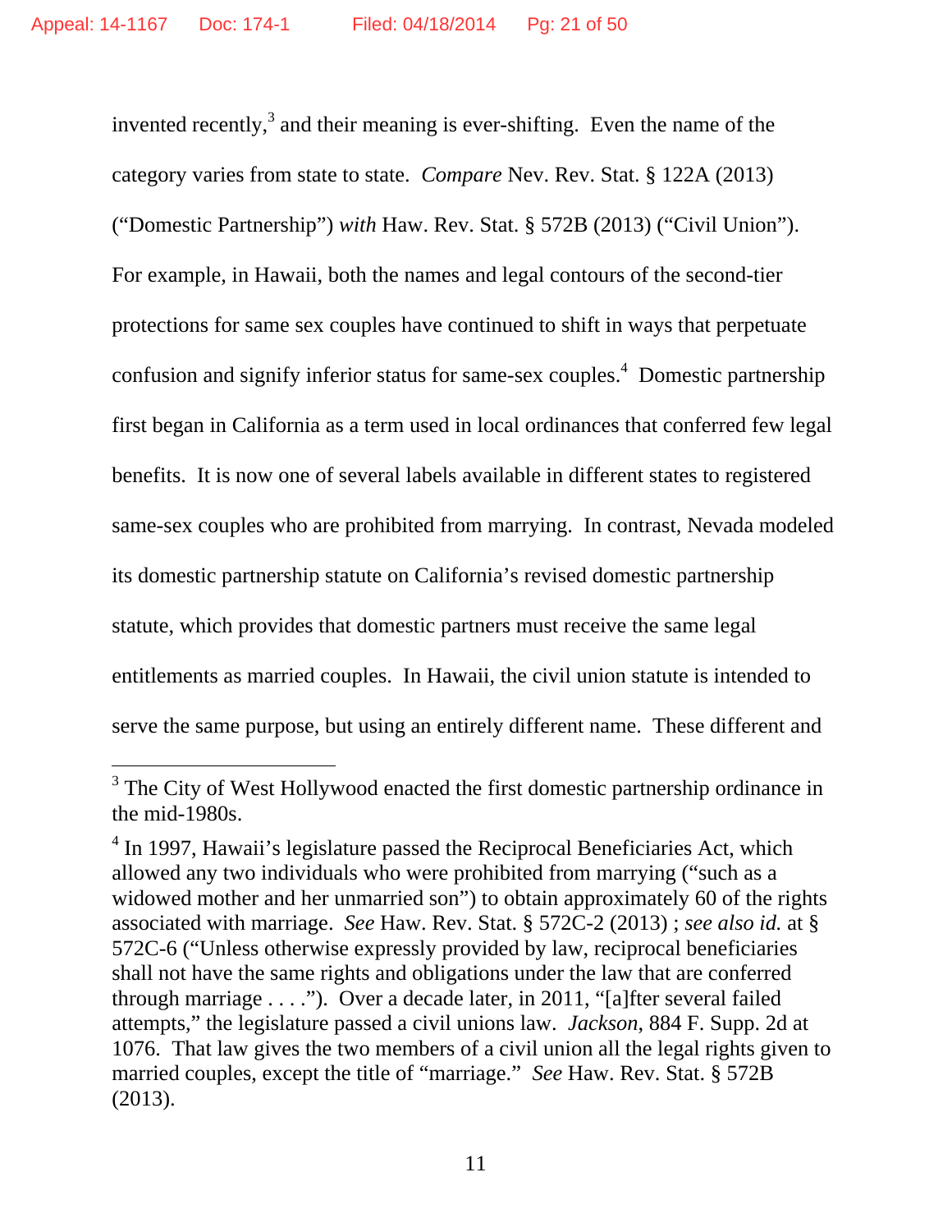invented recently,[3] and their meaning is ever-shifting. Even the name of the category varies from state to state. *Compare* Nev. Rev. Stat. § 122A (2013) ("Domestic Partnership") *with* Haw. Rev. Stat. § 572B (2013) ("Civil Union"). For example, in Hawaii, both the names and legal contours of the second-tier protections for same sex couples have continued to shift in ways that perpetuate confusion and signify inferior status for same-sex couples.[4] Domestic partnership first began in California as a term used in local ordinances that conferred few legal benefits. It is now one of several labels available in different states to registered same-sex couples who are prohibited from marrying. In contrast, Nevada modeled its domestic partnership statute on California's revised domestic partnership statute, which provides that domestic partners must receive the same legal entitlements as married couples. In Hawaii, the civil union statute is intended to serve the same purpose, but using an entirely different name. These different and

---

[3] The City of West Hollywood enacted the first domestic partnership ordinance in the mid-1980s.

[4] In 1997, Hawaii's legislature passed the Reciprocal Beneficiaries Act, which allowed any two individuals who were prohibited from marrying ("such as a widowed mother and her unmarried son") to obtain approximately 60 of the rights associated with marriage. *See* Haw. Rev. Stat. § 572C-2 (2013) ; *see also id.* at § 572C-6 ("Unless otherwise expressly provided by law, reciprocal beneficiaries shall not have the same rights and obligations under the law that are conferred through marriage . . . ."). Over a decade later, in 2011, "[a]fter several failed attempts," the legislature passed a civil unions law. *Jackson*, 884 F. Supp. 2d at 1076. That law gives the two members of a civil union all the legal rights given to married couples, except the title of "marriage." *See* Haw. Rev. Stat. § 572B (2013).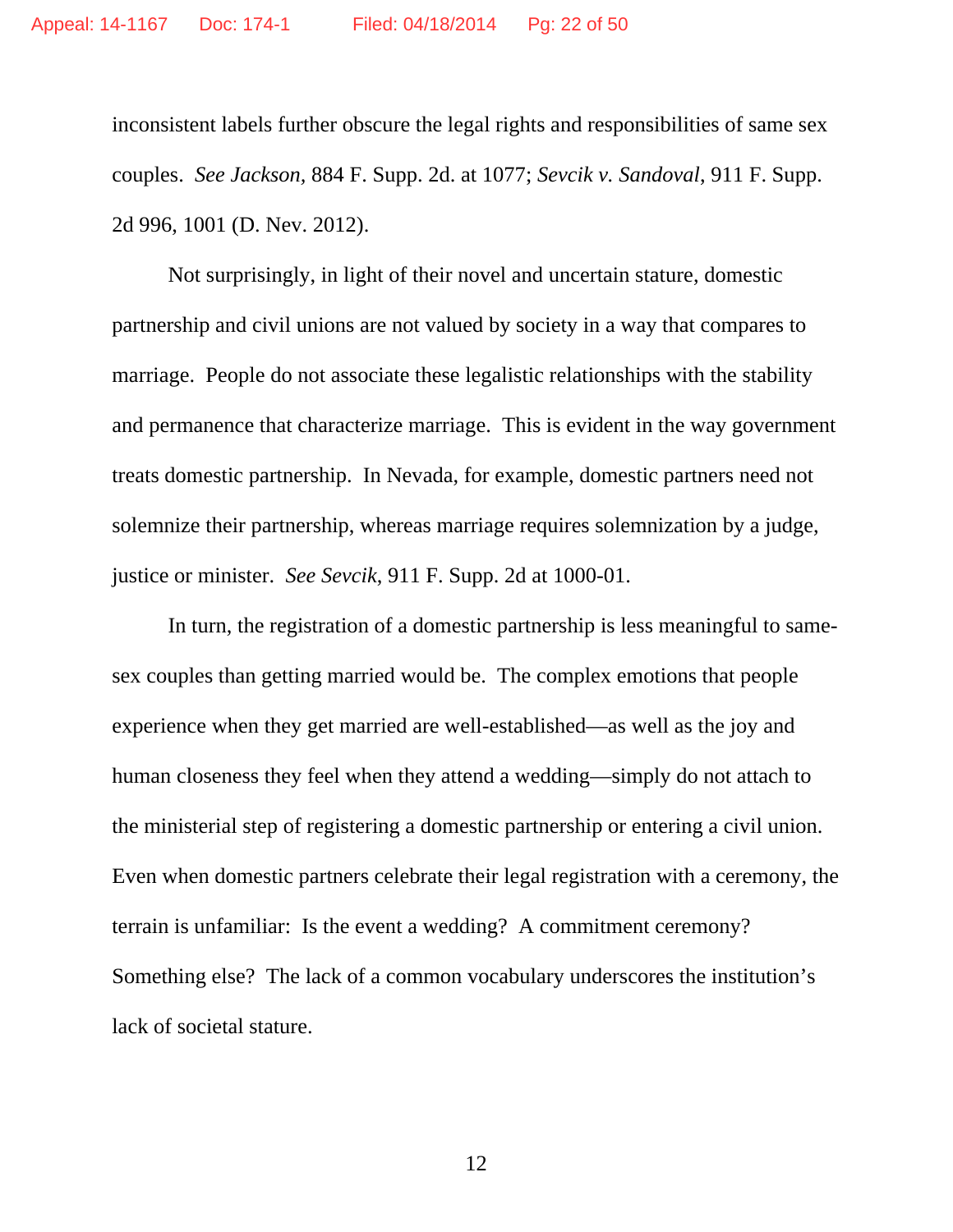inconsistent labels further obscure the legal rights and responsibilities of same sex couples. *See Jackson*, 884 F. Supp. 2d. at 1077; *Sevcik v. Sandoval*, 911 F. Supp. 2d 996, 1001 (D. Nev. 2012).

Not surprisingly, in light of their novel and uncertain stature, domestic partnership and civil unions are not valued by society in a way that compares to marriage. People do not associate these legalistic relationships with the stability and permanence that characterize marriage. This is evident in the way government treats domestic partnership. In Nevada, for example, domestic partners need not solemnize their partnership, whereas marriage requires solemnization by a judge, justice or minister. *See Sevcik*, 911 F. Supp. 2d at 1000-01.

In turn, the registration of a domestic partnership is less meaningful to same-sex couples than getting married would be. The complex emotions that people experience when they get married are well-established—as well as the joy and human closeness they feel when they attend a wedding—simply do not attach to the ministerial step of registering a domestic partnership or entering a civil union. Even when domestic partners celebrate their legal registration with a ceremony, the terrain is unfamiliar: Is the event a wedding? A commitment ceremony? Something else? The lack of a common vocabulary underscores the institution's lack of societal stature.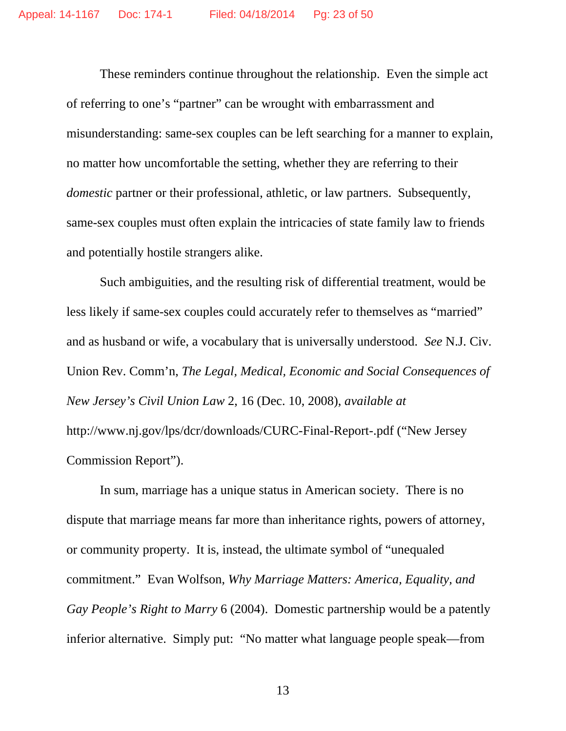These reminders continue throughout the relationship. Even the simple act of referring to one's "partner" can be wrought with embarrassment and misunderstanding: same-sex couples can be left searching for a manner to explain, no matter how uncomfortable the setting, whether they are referring to their *domestic* partner or their professional, athletic, or law partners. Subsequently, same-sex couples must often explain the intricacies of state family law to friends and potentially hostile strangers alike.

Such ambiguities, and the resulting risk of differential treatment, would be less likely if same-sex couples could accurately refer to themselves as "married" and as husband or wife, a vocabulary that is universally understood. *See* N.J. Civ. Union Rev. Comm'n, *The Legal, Medical, Economic and Social Consequences of New Jersey's Civil Union Law* 2, 16 (Dec. 10, 2008), *available at* http://www.nj.gov/lps/dcr/downloads/CURC-Final-Report-.pdf ("New Jersey Commission Report").

In sum, marriage has a unique status in American society. There is no dispute that marriage means far more than inheritance rights, powers of attorney, or community property. It is, instead, the ultimate symbol of "unequaled commitment." Evan Wolfson, *Why Marriage Matters: America, Equality, and Gay People's Right to Marry* 6 (2004). Domestic partnership would be a patently inferior alternative. Simply put: "No matter what language people speak—from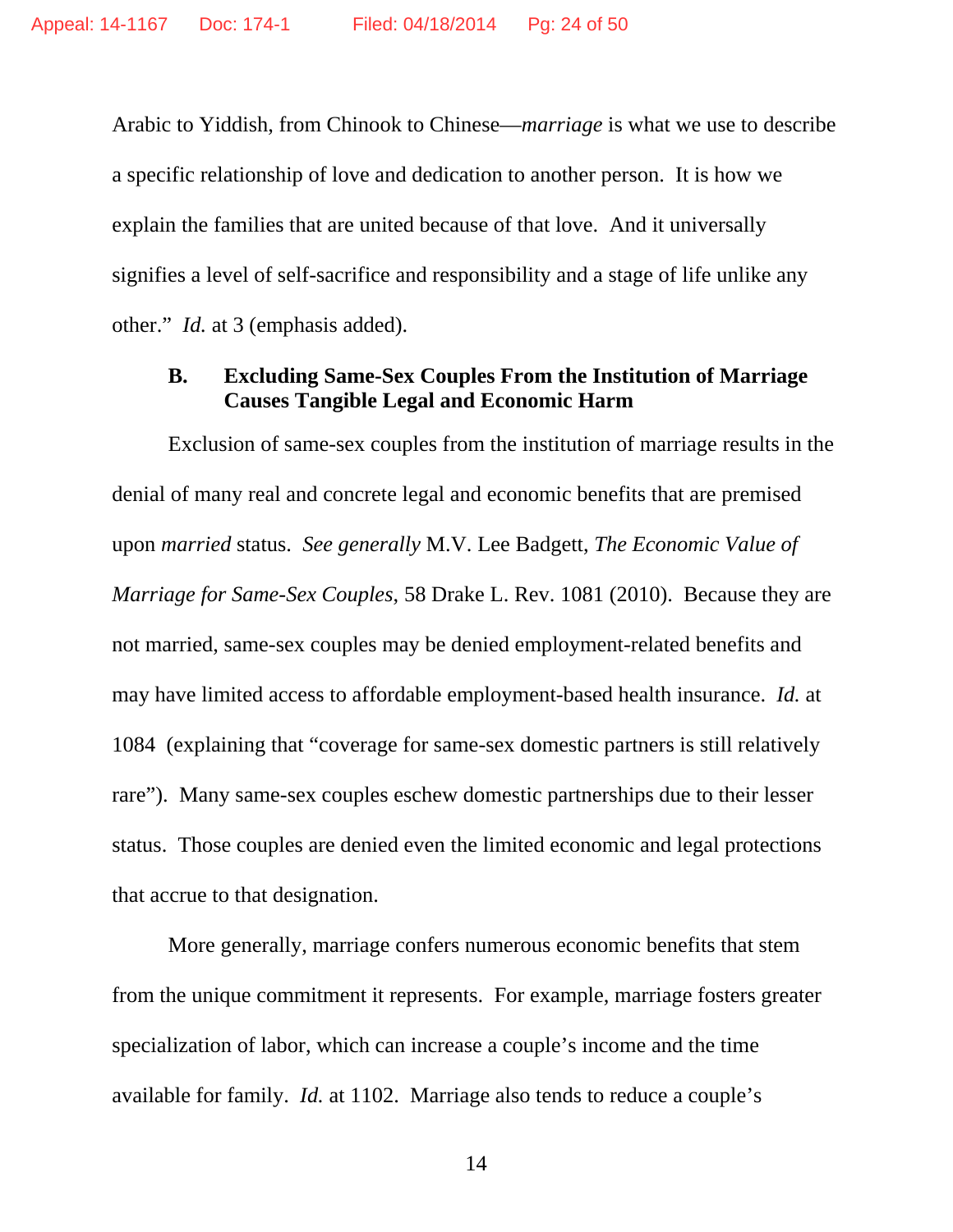Arabic to Yiddish, from Chinook to Chinese—*marriage* is what we use to describe a specific relationship of love and dedication to another person. It is how we explain the families that are united because of that love. And it universally signifies a level of self-sacrifice and responsibility and a stage of life unlike any other." *Id.* at 3 (emphasis added).

### B. Excluding Same-Sex Couples From the Institution of Marriage Causes Tangible Legal and Economic Harm

Exclusion of same-sex couples from the institution of marriage results in the denial of many real and concrete legal and economic benefits that are premised upon *married* status. *See generally* M.V. Lee Badgett, *The Economic Value of Marriage for Same-Sex Couples*, 58 Drake L. Rev. 1081 (2010). Because they are not married, same-sex couples may be denied employment-related benefits and may have limited access to affordable employment-based health insurance. *Id.* at 1084 (explaining that "coverage for same-sex domestic partners is still relatively rare"). Many same-sex couples eschew domestic partnerships due to their lesser status. Those couples are denied even the limited economic and legal protections that accrue to that designation.

More generally, marriage confers numerous economic benefits that stem from the unique commitment it represents. For example, marriage fosters greater specialization of labor, which can increase a couple's income and the time available for family. *Id.* at 1102. Marriage also tends to reduce a couple's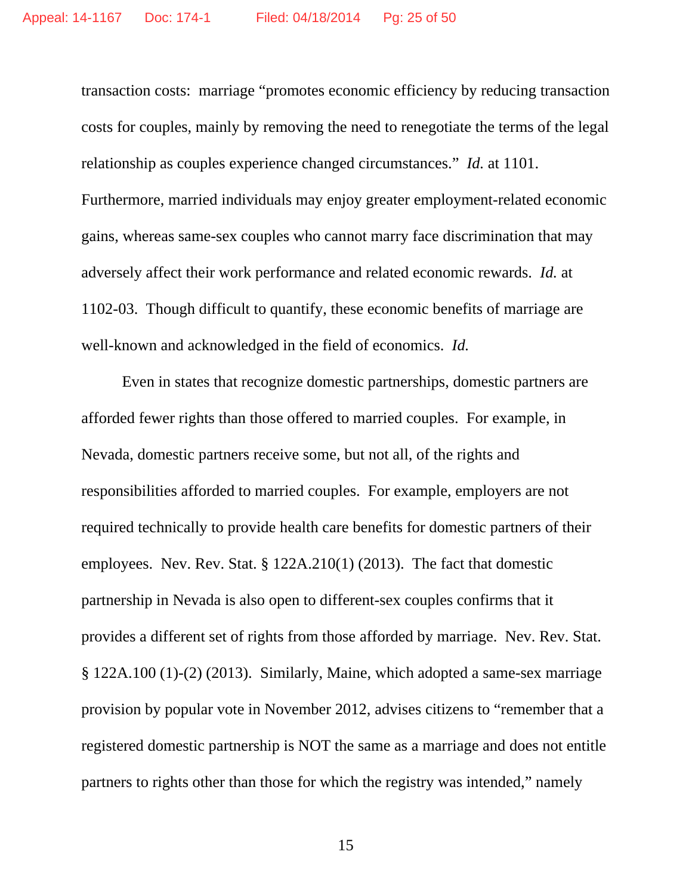transaction costs: marriage "promotes economic efficiency by reducing transaction costs for couples, mainly by removing the need to renegotiate the terms of the legal relationship as couples experience changed circumstances." *Id.* at 1101. Furthermore, married individuals may enjoy greater employment-related economic gains, whereas same-sex couples who cannot marry face discrimination that may adversely affect their work performance and related economic rewards. *Id.* at 1102-03. Though difficult to quantify, these economic benefits of marriage are well-known and acknowledged in the field of economics. *Id.*

Even in states that recognize domestic partnerships, domestic partners are afforded fewer rights than those offered to married couples. For example, in Nevada, domestic partners receive some, but not all, of the rights and responsibilities afforded to married couples. For example, employers are not required technically to provide health care benefits for domestic partners of their employees. Nev. Rev. Stat. § 122A.210(1) (2013). The fact that domestic partnership in Nevada is also open to different-sex couples confirms that it provides a different set of rights from those afforded by marriage. Nev. Rev. Stat. § 122A.100 (1)-(2) (2013). Similarly, Maine, which adopted a same-sex marriage provision by popular vote in November 2012, advises citizens to "remember that a registered domestic partnership is NOT the same as a marriage and does not entitle partners to rights other than those for which the registry was intended," namely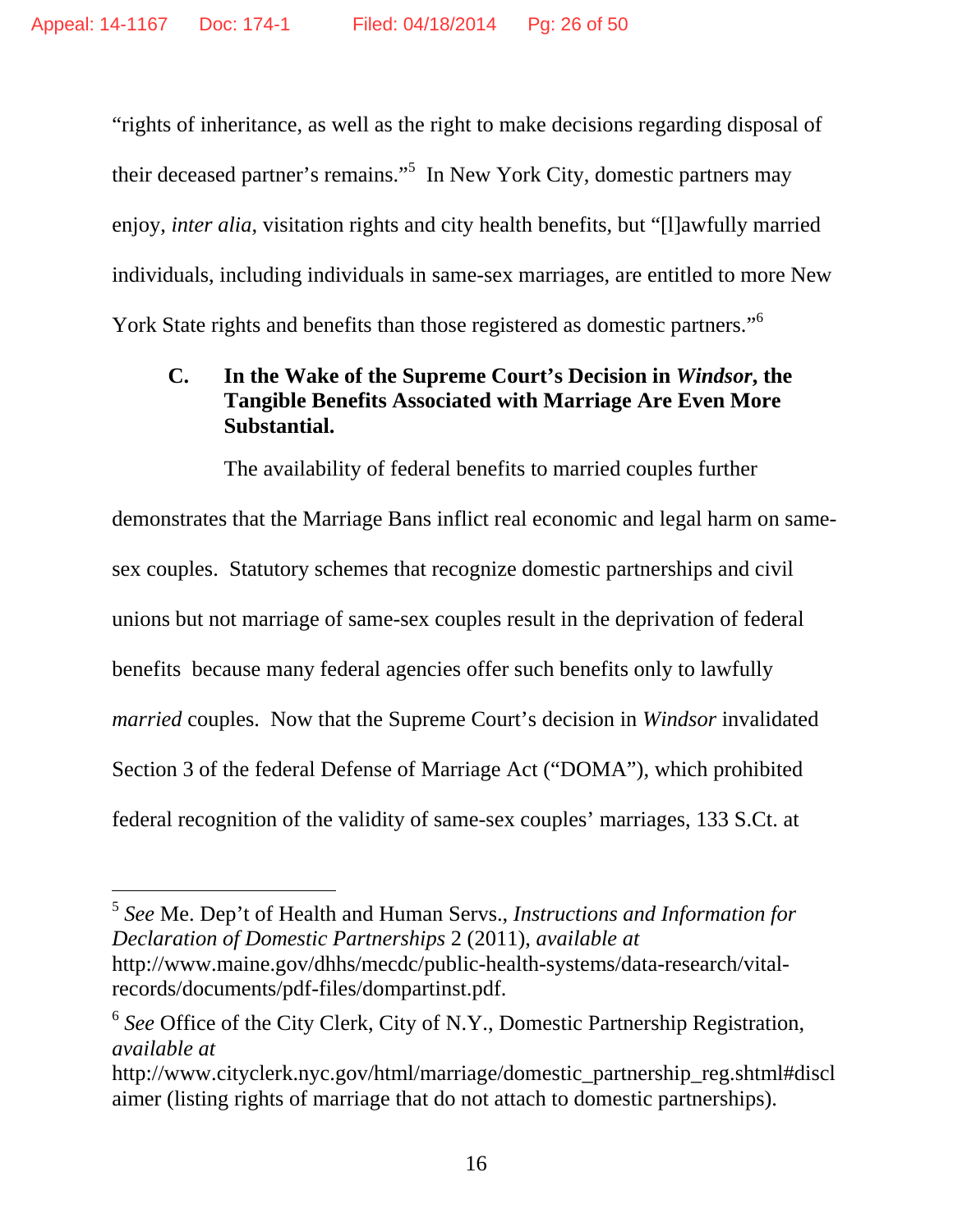"rights of inheritance, as well as the right to make decisions regarding disposal of their deceased partner's remains."[5] In New York City, domestic partners may enjoy, *inter alia*, visitation rights and city health benefits, but "[l]awfully married individuals, including individuals in same-sex marriages, are entitled to more New York State rights and benefits than those registered as domestic partners."[6]

### C. In the Wake of the Supreme Court's Decision in *Windsor*, the Tangible Benefits Associated with Marriage Are Even More Substantial.

The availability of federal benefits to married couples further demonstrates that the Marriage Bans inflict real economic and legal harm on same-sex couples. Statutory schemes that recognize domestic partnerships and civil unions but not marriage of same-sex couples result in the deprivation of federal benefits because many federal agencies offer such benefits only to lawfully *married* couples. Now that the Supreme Court's decision in *Windsor* invalidated Section 3 of the federal Defense of Marriage Act ("DOMA"), which prohibited federal recognition of the validity of same-sex couples' marriages, 133 S.Ct. at

---

[5] *See* Me. Dep't of Health and Human Servs., *Instructions and Information for Declaration of Domestic Partnerships* 2 (2011), *available at* http://www.maine.gov/dhhs/mecdc/public-health-systems/data-research/vital-records/documents/pdf-files/dompartinst.pdf.

[6] *See* Office of the City Clerk, City of N.Y., Domestic Partnership Registration, *available at* http://www.cityclerk.nyc.gov/html/marriage/domestic_partnership_reg.shtml#disclaimer (listing rights of marriage that do not attach to domestic partnerships).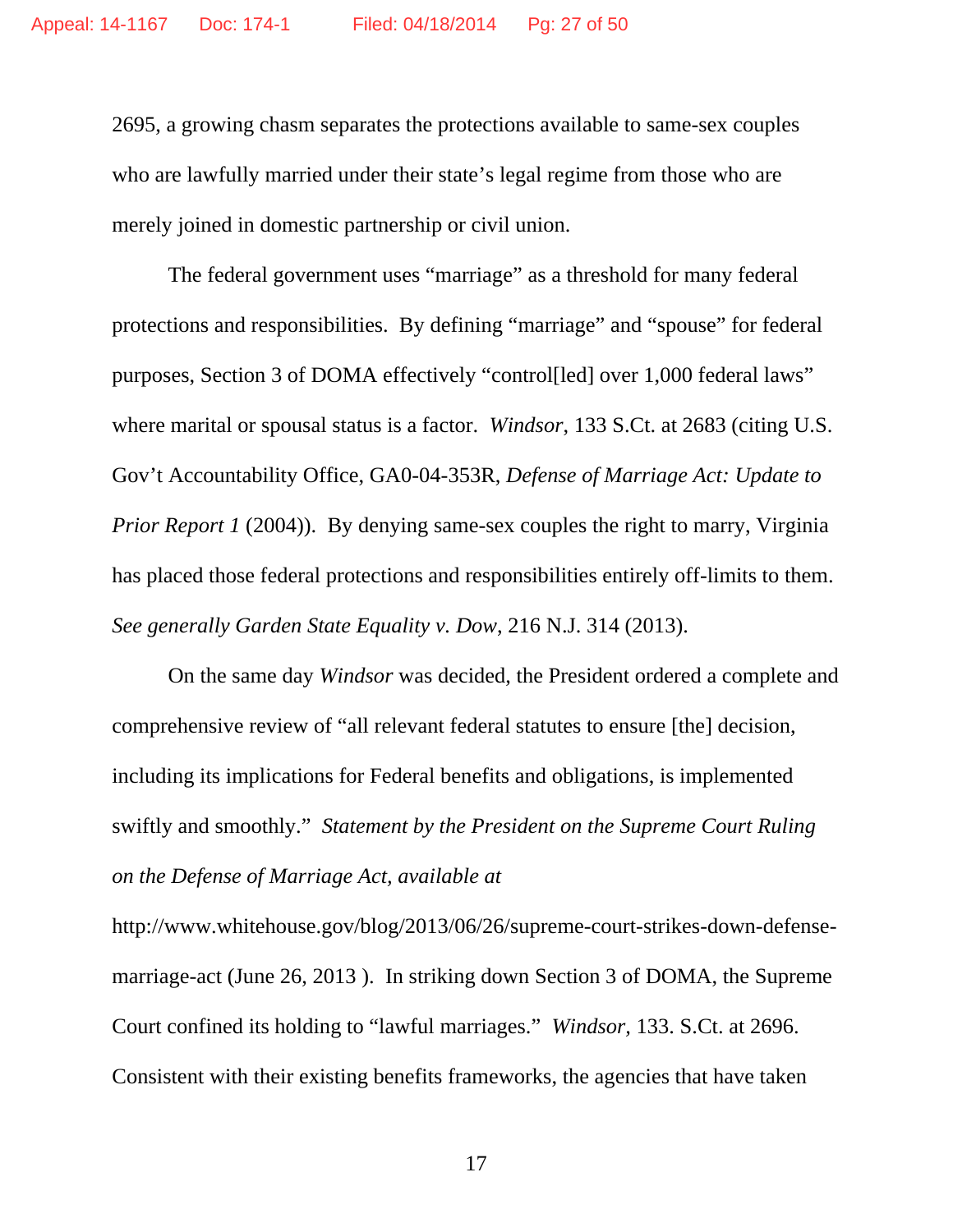2695, a growing chasm separates the protections available to same-sex couples who are lawfully married under their state's legal regime from those who are merely joined in domestic partnership or civil union.

The federal government uses "marriage" as a threshold for many federal protections and responsibilities. By defining "marriage" and "spouse" for federal purposes, Section 3 of DOMA effectively "control[led] over 1,000 federal laws" where marital or spousal status is a factor. *Windsor*, 133 S.Ct. at 2683 (citing U.S. Gov't Accountability Office, GA0-04-353R, *Defense of Marriage Act: Update to Prior Report 1* (2004)). By denying same-sex couples the right to marry, Virginia has placed those federal protections and responsibilities entirely off-limits to them. *See generally Garden State Equality v. Dow*, 216 N.J. 314 (2013).

On the same day *Windsor* was decided, the President ordered a complete and comprehensive review of "all relevant federal statutes to ensure [the] decision, including its implications for Federal benefits and obligations, is implemented swiftly and smoothly." *Statement by the President on the Supreme Court Ruling on the Defense of Marriage Act, available at* http://www.whitehouse.gov/blog/2013/06/26/supreme-court-strikes-down-defense-marriage-act (June 26, 2013 ). In striking down Section 3 of DOMA, the Supreme Court confined its holding to "lawful marriages." *Windsor*, 133. S.Ct. at 2696. Consistent with their existing benefits frameworks, the agencies that have taken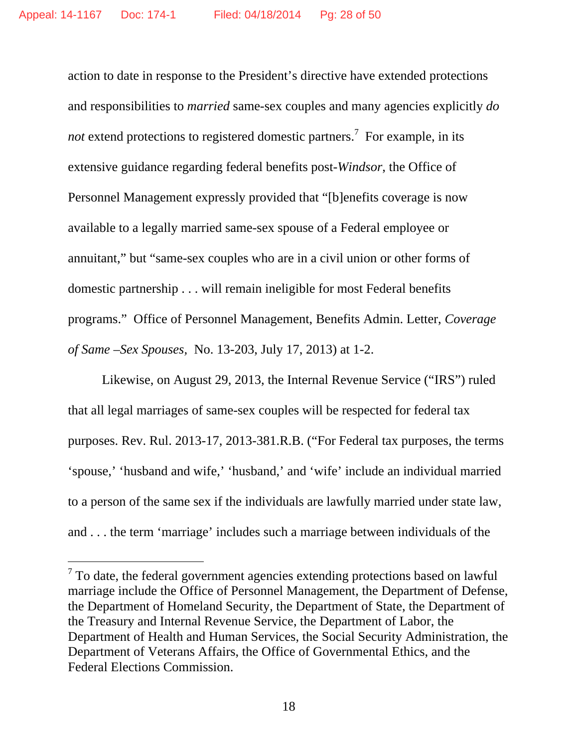action to date in response to the President's directive have extended protections and responsibilities to *married* same-sex couples and many agencies explicitly *do not* extend protections to registered domestic partners.[7] For example, in its extensive guidance regarding federal benefits post-*Windsor*, the Office of Personnel Management expressly provided that "[b]enefits coverage is now available to a legally married same-sex spouse of a Federal employee or annuitant," but "same-sex couples who are in a civil union or other forms of domestic partnership . . . will remain ineligible for most Federal benefits programs." Office of Personnel Management, Benefits Admin. Letter, *Coverage of Same –Sex Spouses*, No. 13-203, July 17, 2013) at 1-2.

Likewise, on August 29, 2013, the Internal Revenue Service ("IRS") ruled that all legal marriages of same-sex couples will be respected for federal tax purposes. Rev. Rul. 2013-17, 2013-381.R.B. ("For Federal tax purposes, the terms 'spouse,' 'husband and wife,' 'husband,' and 'wife' include an individual married to a person of the same sex if the individuals are lawfully married under state law, and . . . the term 'marriage' includes such a marriage between individuals of the

---

[7] To date, the federal government agencies extending protections based on lawful marriage include the Office of Personnel Management, the Department of Defense, the Department of Homeland Security, the Department of State, the Department of the Treasury and Internal Revenue Service, the Department of Labor, the Department of Health and Human Services, the Social Security Administration, the Department of Veterans Affairs, the Office of Governmental Ethics, and the Federal Elections Commission.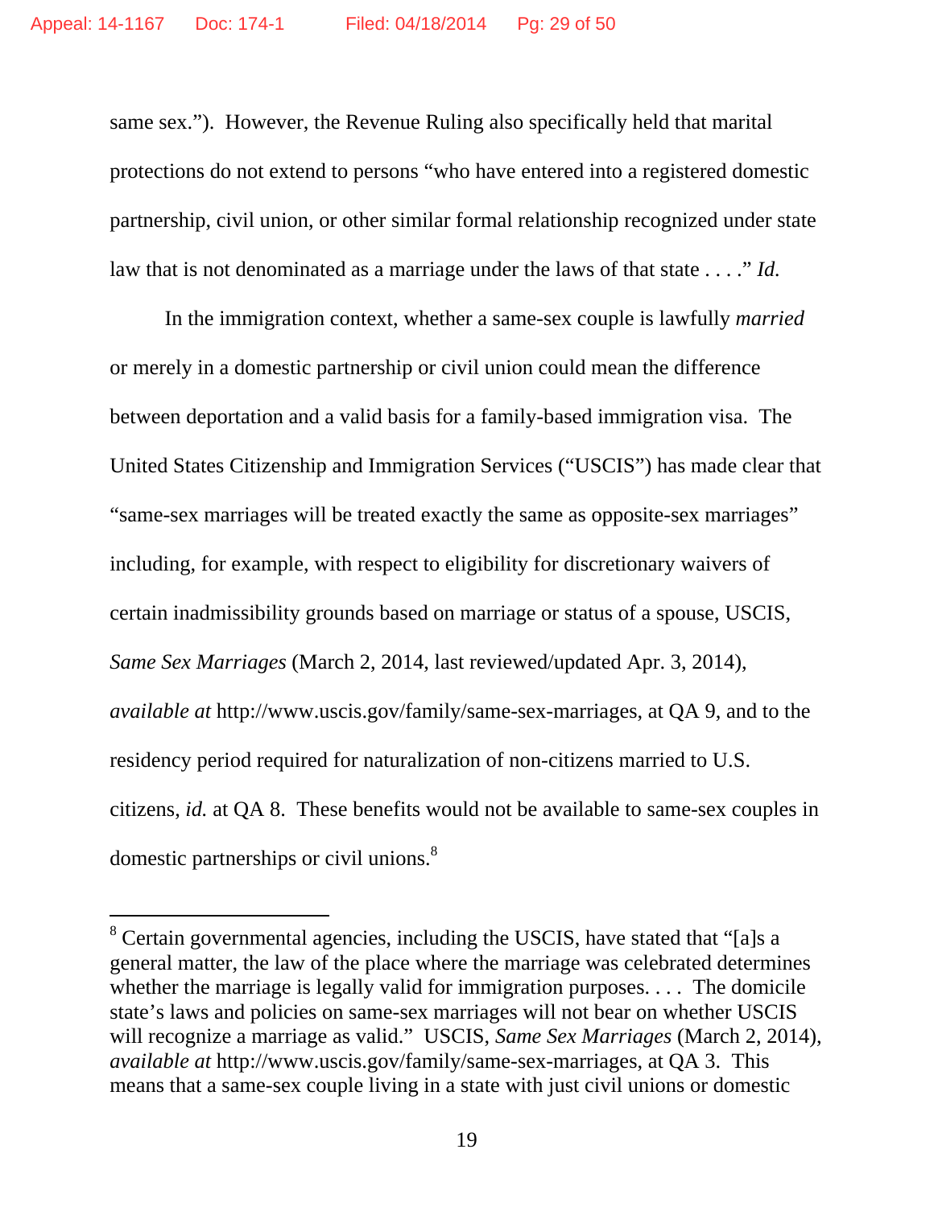same sex."). However, the Revenue Ruling also specifically held that marital protections do not extend to persons "who have entered into a registered domestic partnership, civil union, or other similar formal relationship recognized under state law that is not denominated as a marriage under the laws of that state . . . ." *Id.*

In the immigration context, whether a same-sex couple is lawfully *married* or merely in a domestic partnership or civil union could mean the difference between deportation and a valid basis for a family-based immigration visa. The United States Citizenship and Immigration Services ("USCIS") has made clear that "same-sex marriages will be treated exactly the same as opposite-sex marriages" including, for example, with respect to eligibility for discretionary waivers of certain inadmissibility grounds based on marriage or status of a spouse, USCIS, *Same Sex Marriages* (March 2, 2014, last reviewed/updated Apr. 3, 2014), *available at* http://www.uscis.gov/family/same-sex-marriages, at QA 9, and to the residency period required for naturalization of non-citizens married to U.S. citizens, *id.* at QA 8. These benefits would not be available to same-sex couples in domestic partnerships or civil unions.[8]

---

[8] Certain governmental agencies, including the USCIS, have stated that "[a]s a general matter, the law of the place where the marriage was celebrated determines whether the marriage is legally valid for immigration purposes. . . . The domicile state's laws and policies on same-sex marriages will not bear on whether USCIS will recognize a marriage as valid." USCIS, *Same Sex Marriages* (March 2, 2014), *available at* http://www.uscis.gov/family/same-sex-marriages, at QA 3. This means that a same-sex couple living in a state with just civil unions or domestic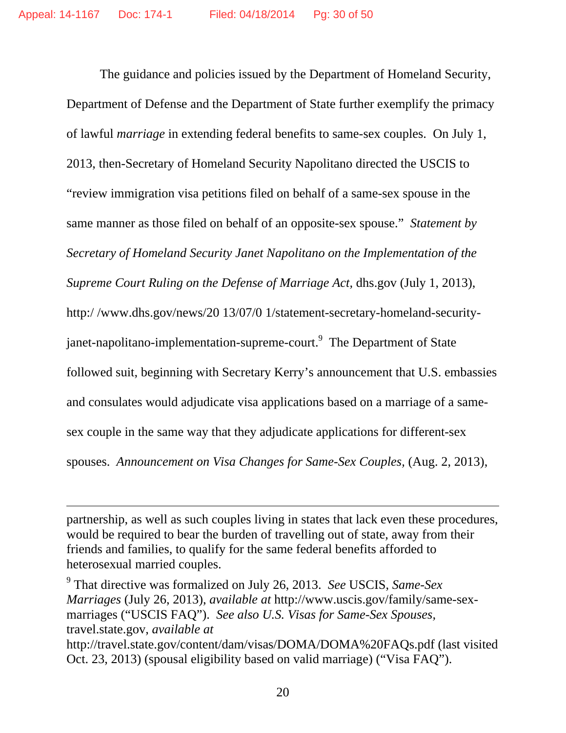The guidance and policies issued by the Department of Homeland Security, Department of Defense and the Department of State further exemplify the primacy of lawful *marriage* in extending federal benefits to same-sex couples. On July 1, 2013, then-Secretary of Homeland Security Napolitano directed the USCIS to "review immigration visa petitions filed on behalf of a same-sex spouse in the same manner as those filed on behalf of an opposite-sex spouse." *Statement by Secretary of Homeland Security Janet Napolitano on the Implementation of the Supreme Court Ruling on the Defense of Marriage Act*, dhs.gov (July 1, 2013), http:/ /www.dhs.gov/news/20 13/07/0 1/statement-secretary-homeland-security-janet-napolitano-implementation-supreme-court.[9] The Department of State followed suit, beginning with Secretary Kerry's announcement that U.S. embassies and consulates would adjudicate visa applications based on a marriage of a same-sex couple in the same way that they adjudicate applications for different-sex spouses. *Announcement on Visa Changes for Same-Sex Couples*, (Aug. 2, 2013),

---

partnership, as well as such couples living in states that lack even these procedures, would be required to bear the burden of travelling out of state, away from their friends and families, to qualify for the same federal benefits afforded to heterosexual married couples.

[9] That directive was formalized on July 26, 2013. *See* USCIS, *Same-Sex Marriages* (July 26, 2013), *available at* http://www.uscis.gov/family/same-sex-marriages ("USCIS FAQ"). *See also U.S. Visas for Same-Sex Spouses*, travel.state.gov, *available at* http://travel.state.gov/content/dam/visas/DOMA/DOMA%20FAQs.pdf (last visited Oct. 23, 2013) (spousal eligibility based on valid marriage) ("Visa FAQ").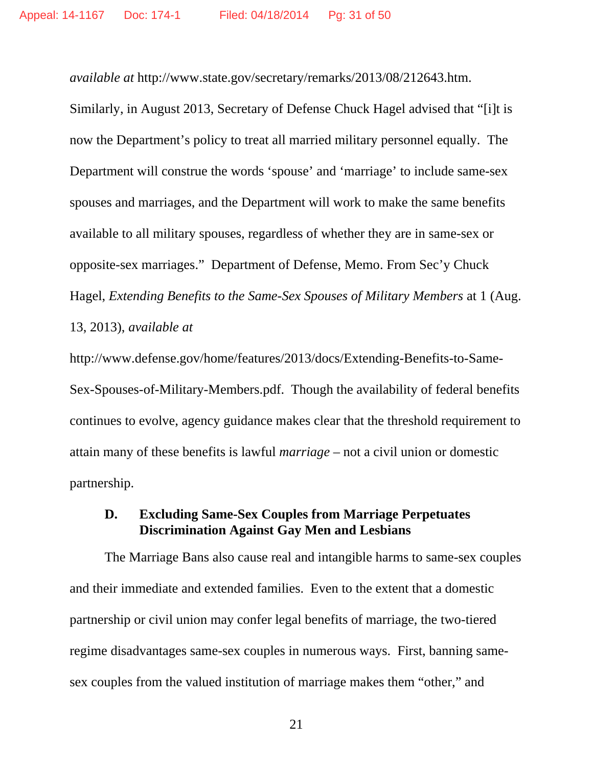*available at* http://www.state.gov/secretary/remarks/2013/08/212643.htm. Similarly, in August 2013, Secretary of Defense Chuck Hagel advised that "[i]t is now the Department's policy to treat all married military personnel equally. The Department will construe the words 'spouse' and 'marriage' to include same-sex spouses and marriages, and the Department will work to make the same benefits available to all military spouses, regardless of whether they are in same-sex or opposite-sex marriages." Department of Defense, Memo. From Sec'y Chuck Hagel, *Extending Benefits to the Same-Sex Spouses of Military Members* at 1 (Aug. 13, 2013), *available at* http://www.defense.gov/home/features/2013/docs/Extending-Benefits-to-Same-Sex-Spouses-of-Military-Members.pdf. Though the availability of federal benefits continues to evolve, agency guidance makes clear that the threshold requirement to attain many of these benefits is lawful *marriage* – not a civil union or domestic partnership.

### D. Excluding Same-Sex Couples from Marriage Perpetuates Discrimination Against Gay Men and Lesbians

The Marriage Bans also cause real and intangible harms to same-sex couples and their immediate and extended families. Even to the extent that a domestic partnership or civil union may confer legal benefits of marriage, the two-tiered regime disadvantages same-sex couples in numerous ways. First, banning same-sex couples from the valued institution of marriage makes them "other," and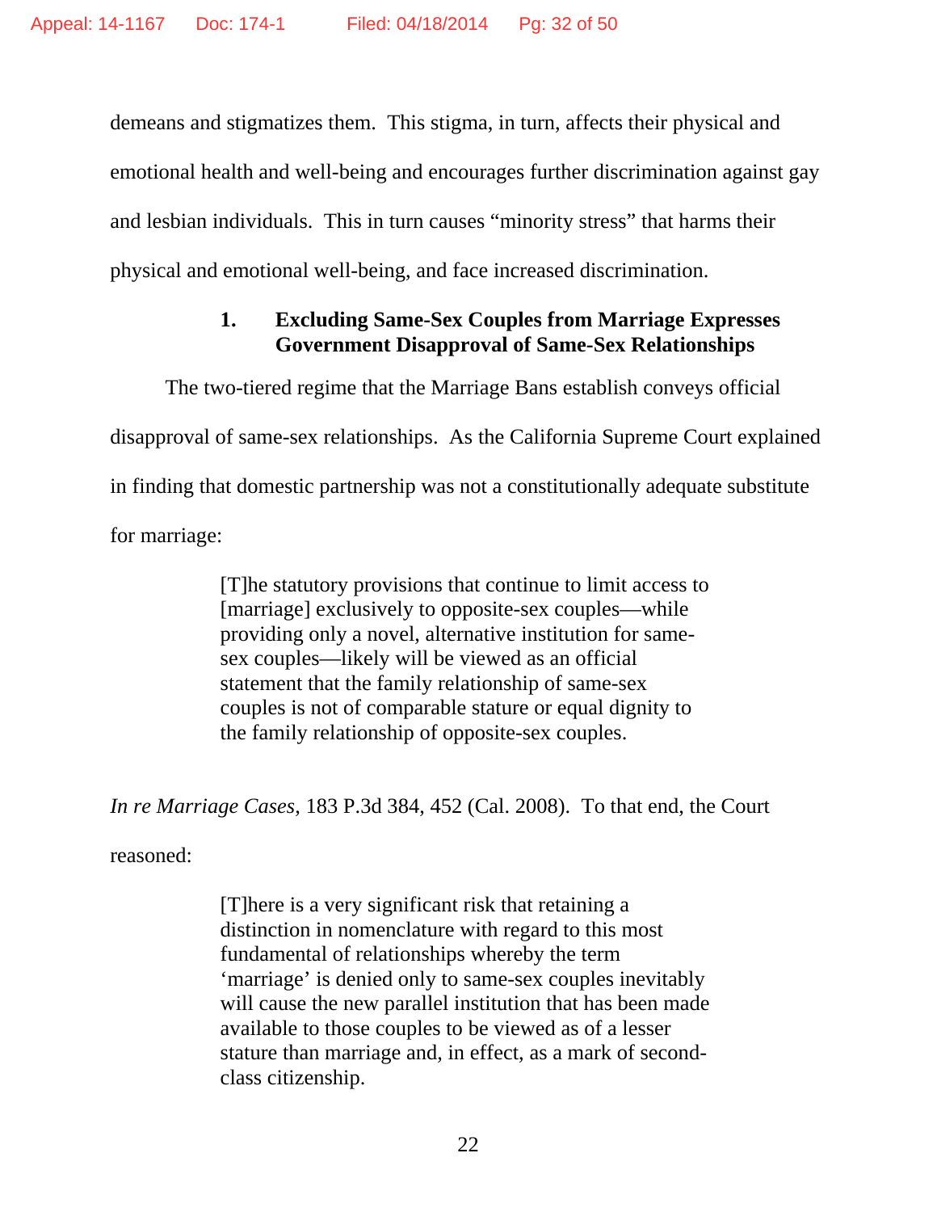demeans and stigmatizes them. This stigma, in turn, affects their physical and emotional health and well-being and encourages further discrimination against gay and lesbian individuals. This in turn causes "minority stress" that harms their physical and emotional well-being, and face increased discrimination.

### 1. Excluding Same-Sex Couples from Marriage Expresses Government Disapproval of Same-Sex Relationships

The two-tiered regime that the Marriage Bans establish conveys official disapproval of same-sex relationships. As the California Supreme Court explained in finding that domestic partnership was not a constitutionally adequate substitute for marriage:

> [T]he statutory provisions that continue to limit access to [marriage] exclusively to opposite-sex couples—while providing only a novel, alternative institution for same-sex couples—likely will be viewed as an official statement that the family relationship of same-sex couples is not of comparable stature or equal dignity to the family relationship of opposite-sex couples.

*In re Marriage Cases*, 183 P.3d 384, 452 (Cal. 2008). To that end, the Court reasoned:

> [T]here is a very significant risk that retaining a distinction in nomenclature with regard to this most fundamental of relationships whereby the term 'marriage' is denied only to same-sex couples inevitably will cause the new parallel institution that has been made available to those couples to be viewed as of a lesser stature than marriage and, in effect, as a mark of second-class citizenship.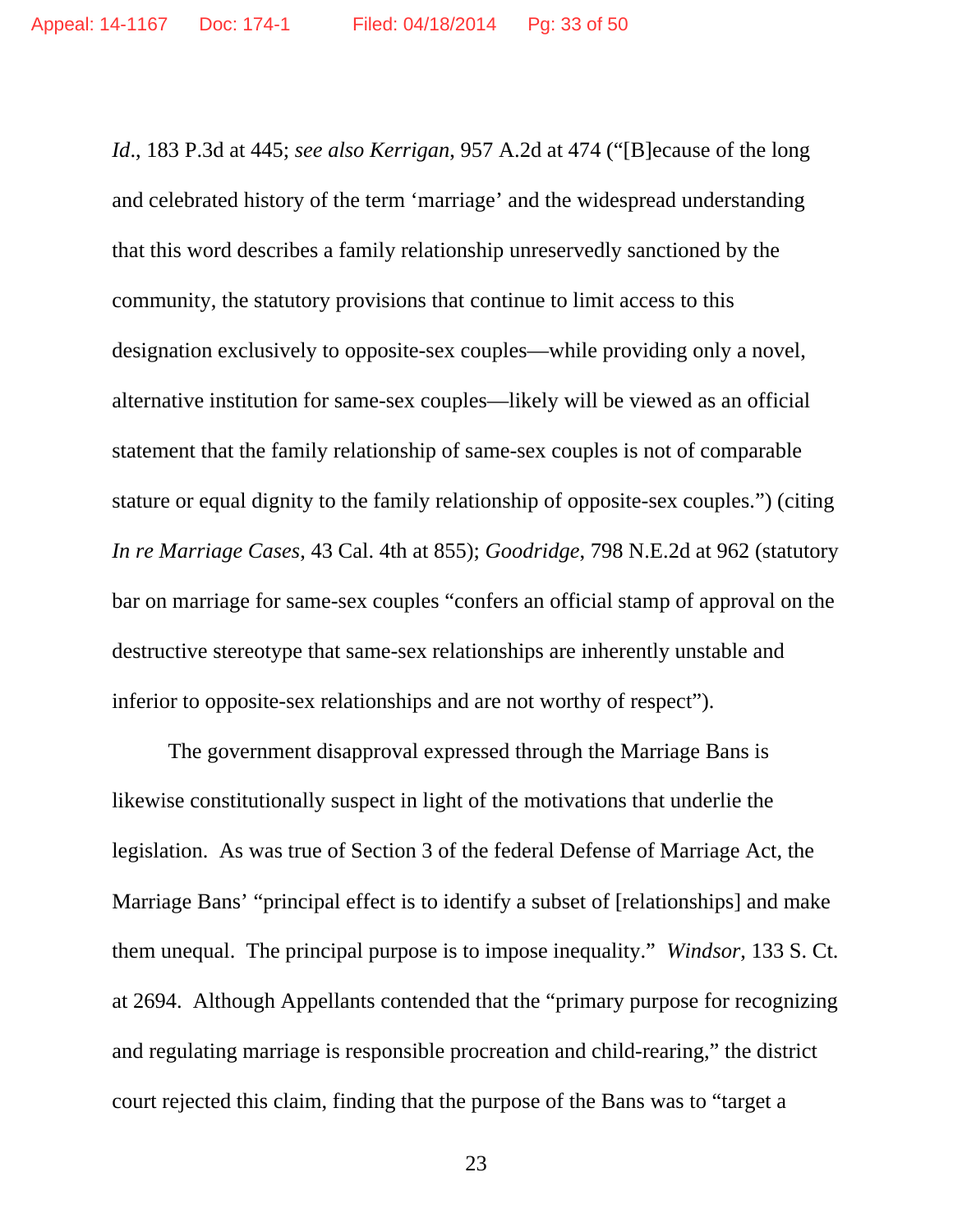*Id*., 183 P.3d at 445; *see also Kerrigan*, 957 A.2d at 474 ("[B]ecause of the long and celebrated history of the term 'marriage' and the widespread understanding that this word describes a family relationship unreservedly sanctioned by the community, the statutory provisions that continue to limit access to this designation exclusively to opposite-sex couples—while providing only a novel, alternative institution for same-sex couples—likely will be viewed as an official statement that the family relationship of same-sex couples is not of comparable stature or equal dignity to the family relationship of opposite-sex couples.") (citing *In re Marriage Cases*, 43 Cal. 4th at 855); *Goodridge*, 798 N.E.2d at 962 (statutory bar on marriage for same-sex couples "confers an official stamp of approval on the destructive stereotype that same-sex relationships are inherently unstable and inferior to opposite-sex relationships and are not worthy of respect").

The government disapproval expressed through the Marriage Bans is likewise constitutionally suspect in light of the motivations that underlie the legislation. As was true of Section 3 of the federal Defense of Marriage Act, the Marriage Bans' "principal effect is to identify a subset of [relationships] and make them unequal. The principal purpose is to impose inequality." *Windsor*, 133 S. Ct. at 2694. Although Appellants contended that the "primary purpose for recognizing and regulating marriage is responsible procreation and child-rearing," the district court rejected this claim, finding that the purpose of the Bans was to "target a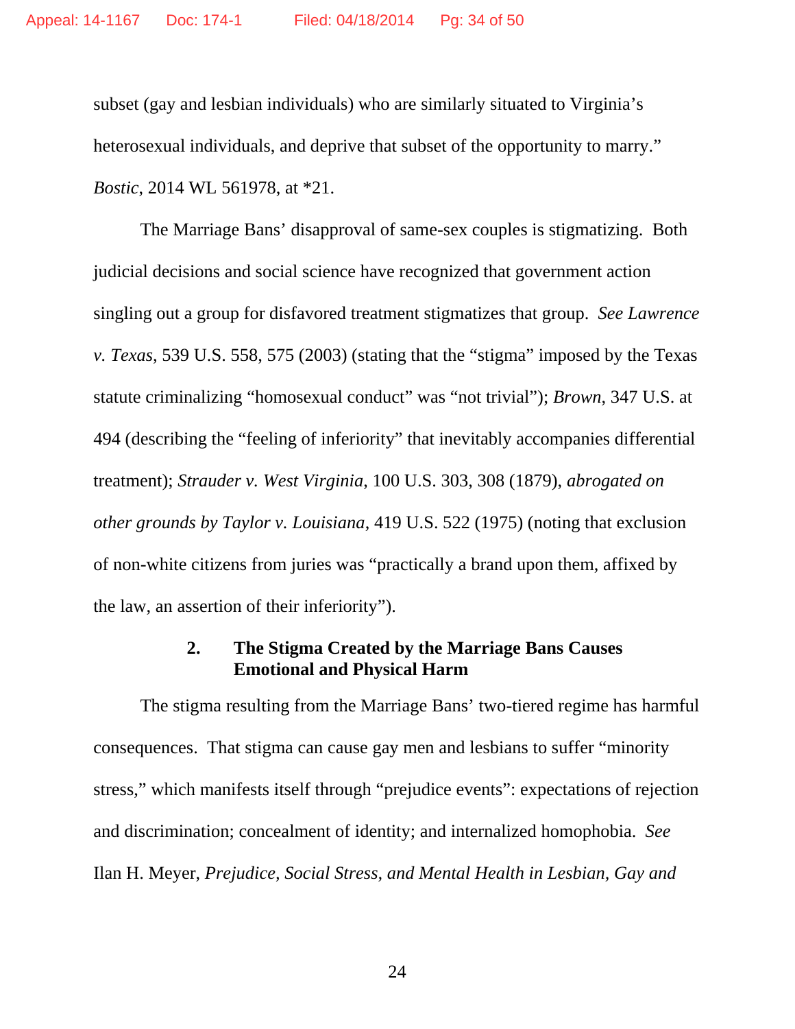subset (gay and lesbian individuals) who are similarly situated to Virginia's heterosexual individuals, and deprive that subset of the opportunity to marry." *Bostic*, 2014 WL 561978, at *21.

The Marriage Bans' disapproval of same-sex couples is stigmatizing. Both judicial decisions and social science have recognized that government action singling out a group for disfavored treatment stigmatizes that group. *See Lawrence v. Texas*, 539 U.S. 558, 575 (2003) (stating that the "stigma" imposed by the Texas statute criminalizing "homosexual conduct" was "not trivial"); *Brown*, 347 U.S. at 494 (describing the "feeling of inferiority" that inevitably accompanies differential treatment); *Strauder v. West Virginia*, 100 U.S. 303, 308 (1879), *abrogated on other grounds by Taylor v. Louisiana*, 419 U.S. 522 (1975) (noting that exclusion of non-white citizens from juries was "practically a brand upon them, affixed by the law, an assertion of their inferiority").

#### 2. The Stigma Created by the Marriage Bans Causes Emotional and Physical Harm

The stigma resulting from the Marriage Bans' two-tiered regime has harmful consequences. That stigma can cause gay men and lesbians to suffer "minority stress," which manifests itself through "prejudice events": expectations of rejection and discrimination; concealment of identity; and internalized homophobia. *See* Ilan H. Meyer, *Prejudice, Social Stress, and Mental Health in Lesbian, Gay and*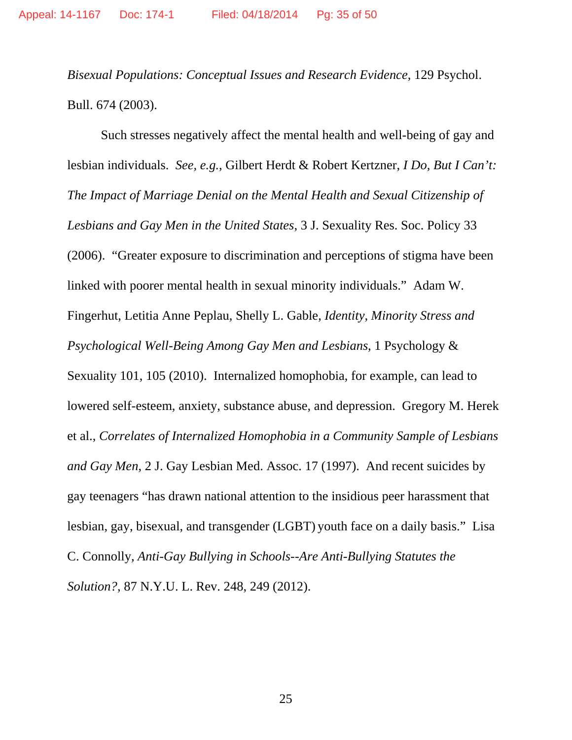*Bisexual Populations: Conceptual Issues and Research Evidence*, 129 Psychol. Bull. 674 (2003).

Such stresses negatively affect the mental health and well-being of gay and lesbian individuals. *See, e.g.*, Gilbert Herdt & Robert Kertzner, *I Do, But I Can't: The Impact of Marriage Denial on the Mental Health and Sexual Citizenship of Lesbians and Gay Men in the United States*, 3 J. Sexuality Res. Soc. Policy 33 (2006). "Greater exposure to discrimination and perceptions of stigma have been linked with poorer mental health in sexual minority individuals." Adam W. Fingerhut, Letitia Anne Peplau, Shelly L. Gable, *Identity, Minority Stress and Psychological Well-Being Among Gay Men and Lesbians*, 1 Psychology & Sexuality 101, 105 (2010). Internalized homophobia, for example, can lead to lowered self-esteem, anxiety, substance abuse, and depression. Gregory M. Herek et al., *Correlates of Internalized Homophobia in a Community Sample of Lesbians and Gay Men*, 2 J. Gay Lesbian Med. Assoc. 17 (1997). And recent suicides by gay teenagers "has drawn national attention to the insidious peer harassment that lesbian, gay, bisexual, and transgender (LGBT) youth face on a daily basis." Lisa C. Connolly, *Anti-Gay Bullying in Schools--Are Anti-Bullying Statutes the Solution?*, 87 N.Y.U. L. Rev. 248, 249 (2012).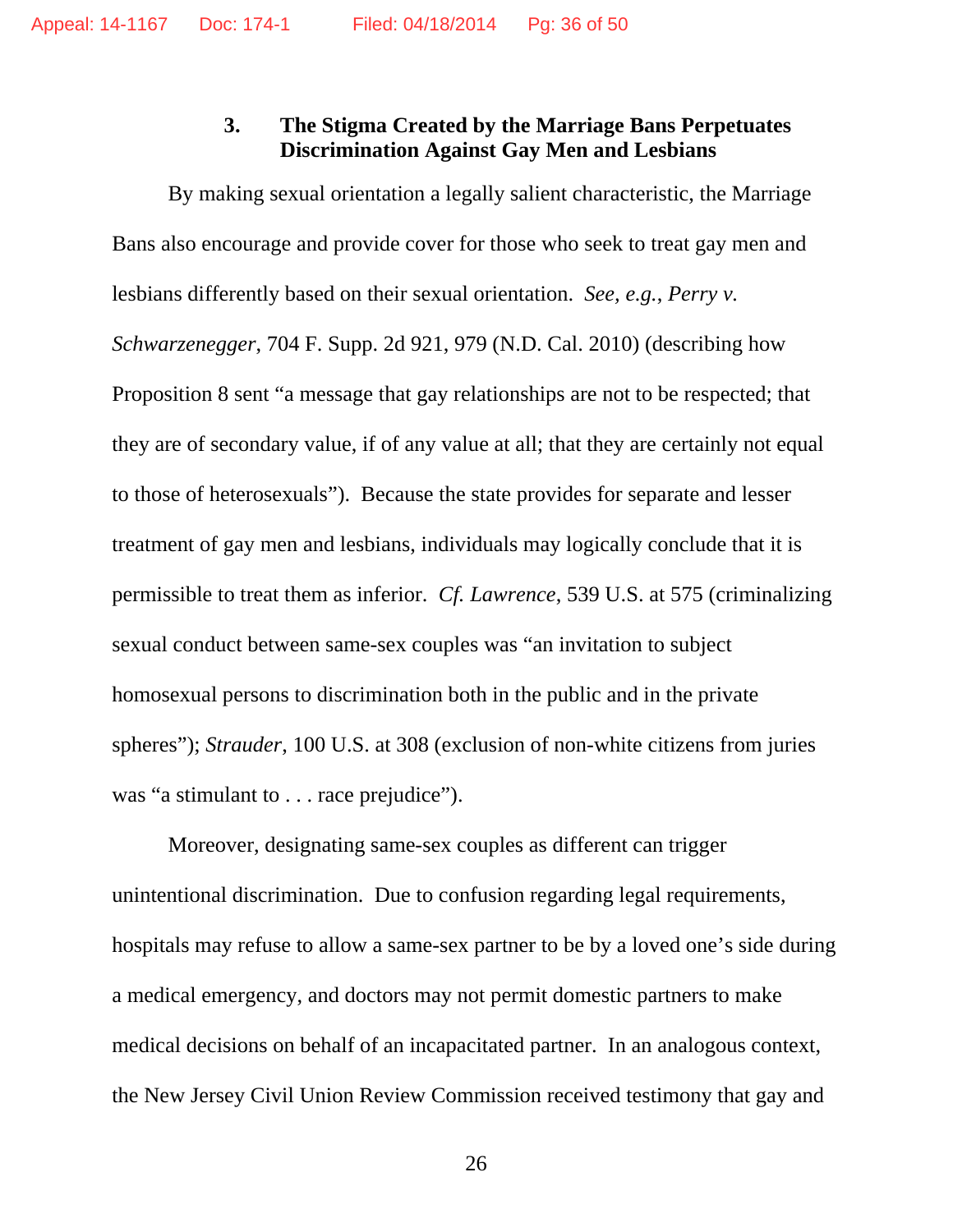### 3. The Stigma Created by the Marriage Bans Perpetuates Discrimination Against Gay Men and Lesbians

By making sexual orientation a legally salient characteristic, the Marriage Bans also encourage and provide cover for those who seek to treat gay men and lesbians differently based on their sexual orientation. *See, e.g.*, *Perry v. Schwarzenegger*, 704 F. Supp. 2d 921, 979 (N.D. Cal. 2010) (describing how Proposition 8 sent "a message that gay relationships are not to be respected; that they are of secondary value, if of any value at all; that they are certainly not equal to those of heterosexuals"). Because the state provides for separate and lesser treatment of gay men and lesbians, individuals may logically conclude that it is permissible to treat them as inferior. *Cf. Lawrence*, 539 U.S. at 575 (criminalizing sexual conduct between same-sex couples was "an invitation to subject homosexual persons to discrimination both in the public and in the private spheres"); *Strauder*, 100 U.S. at 308 (exclusion of non-white citizens from juries was "a stimulant to . . . race prejudice").

Moreover, designating same-sex couples as different can trigger unintentional discrimination. Due to confusion regarding legal requirements, hospitals may refuse to allow a same-sex partner to be by a loved one's side during a medical emergency, and doctors may not permit domestic partners to make medical decisions on behalf of an incapacitated partner. In an analogous context, the New Jersey Civil Union Review Commission received testimony that gay and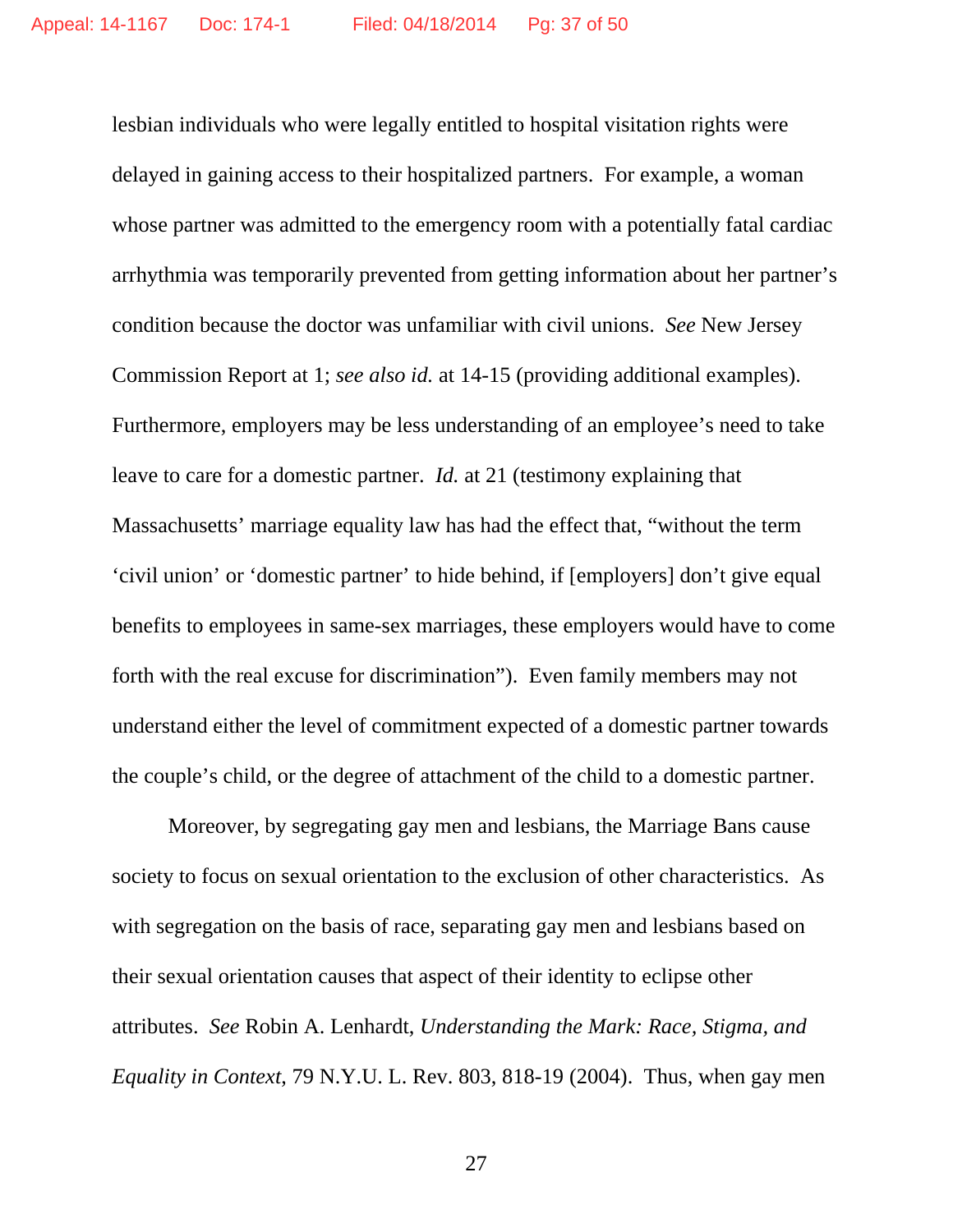lesbian individuals who were legally entitled to hospital visitation rights were delayed in gaining access to their hospitalized partners. For example, a woman whose partner was admitted to the emergency room with a potentially fatal cardiac arrhythmia was temporarily prevented from getting information about her partner's condition because the doctor was unfamiliar with civil unions. *See* New Jersey Commission Report at 1; *see also id.* at 14-15 (providing additional examples). Furthermore, employers may be less understanding of an employee's need to take leave to care for a domestic partner. *Id.* at 21 (testimony explaining that Massachusetts' marriage equality law has had the effect that, "without the term 'civil union' or 'domestic partner' to hide behind, if [employers] don't give equal benefits to employees in same-sex marriages, these employers would have to come forth with the real excuse for discrimination"). Even family members may not understand either the level of commitment expected of a domestic partner towards the couple's child, or the degree of attachment of the child to a domestic partner.

Moreover, by segregating gay men and lesbians, the Marriage Bans cause society to focus on sexual orientation to the exclusion of other characteristics. As with segregation on the basis of race, separating gay men and lesbians based on their sexual orientation causes that aspect of their identity to eclipse other attributes. *See* Robin A. Lenhardt, *Understanding the Mark: Race, Stigma, and Equality in Context,* 79 N.Y.U. L. Rev. 803, 818-19 (2004). Thus, when gay men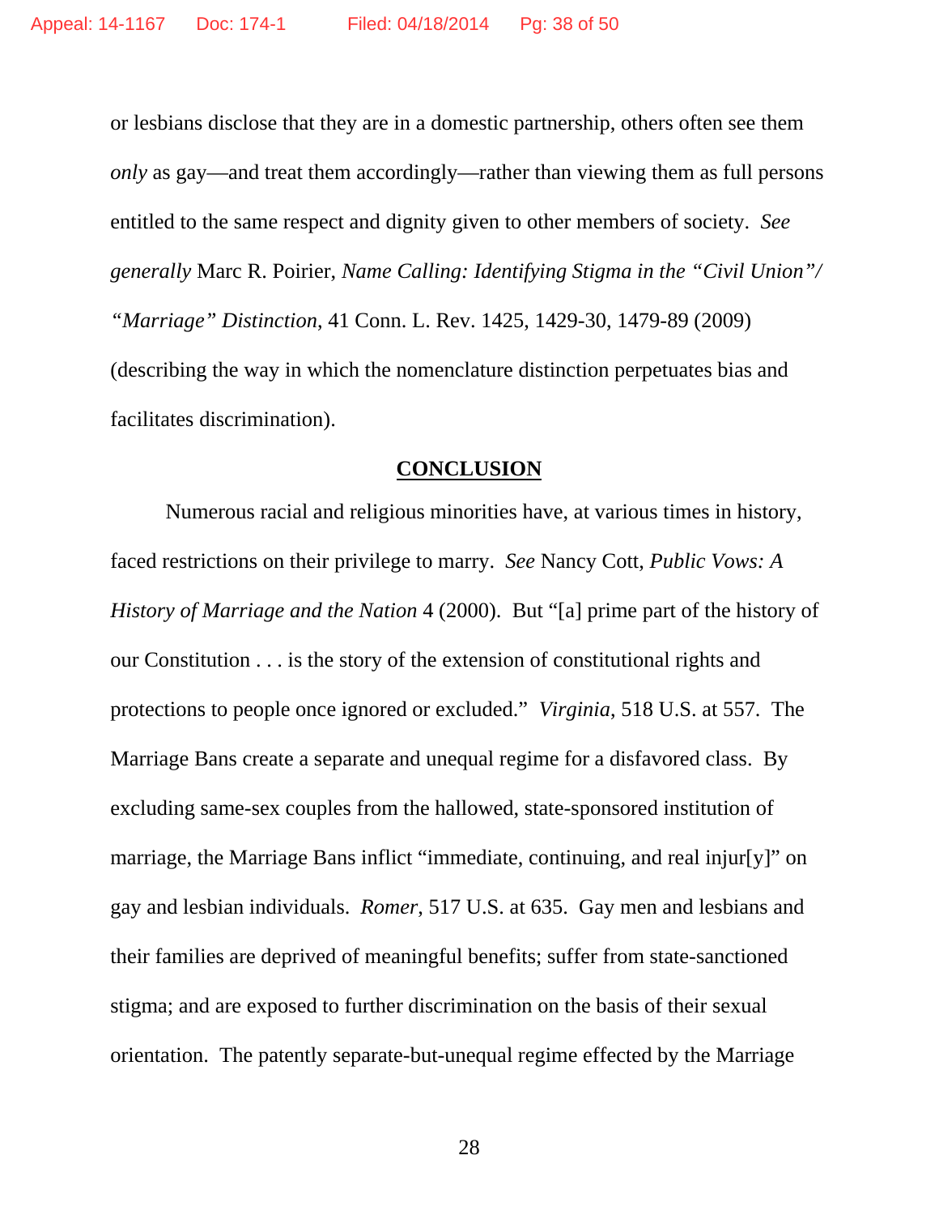or lesbians disclose that they are in a domestic partnership, others often see them *only* as gay—and treat them accordingly—rather than viewing them as full persons entitled to the same respect and dignity given to other members of society. *See generally* Marc R. Poirier, *Name Calling: Identifying Stigma in the "Civil Union"/ "Marriage" Distinction*, 41 Conn. L. Rev. 1425, 1429-30, 1479-89 (2009) (describing the way in which the nomenclature distinction perpetuates bias and facilitates discrimination).

## CONCLUSION

Numerous racial and religious minorities have, at various times in history, faced restrictions on their privilege to marry. *See* Nancy Cott, *Public Vows: A History of Marriage and the Nation* 4 (2000). But "[a] prime part of the history of our Constitution . . . is the story of the extension of constitutional rights and protections to people once ignored or excluded." *Virginia*, 518 U.S. at 557. The Marriage Bans create a separate and unequal regime for a disfavored class. By excluding same-sex couples from the hallowed, state-sponsored institution of marriage, the Marriage Bans inflict "immediate, continuing, and real injur[y]" on gay and lesbian individuals. *Romer*, 517 U.S. at 635. Gay men and lesbians and their families are deprived of meaningful benefits; suffer from state-sanctioned stigma; and are exposed to further discrimination on the basis of their sexual orientation. The patently separate-but-unequal regime effected by the Marriage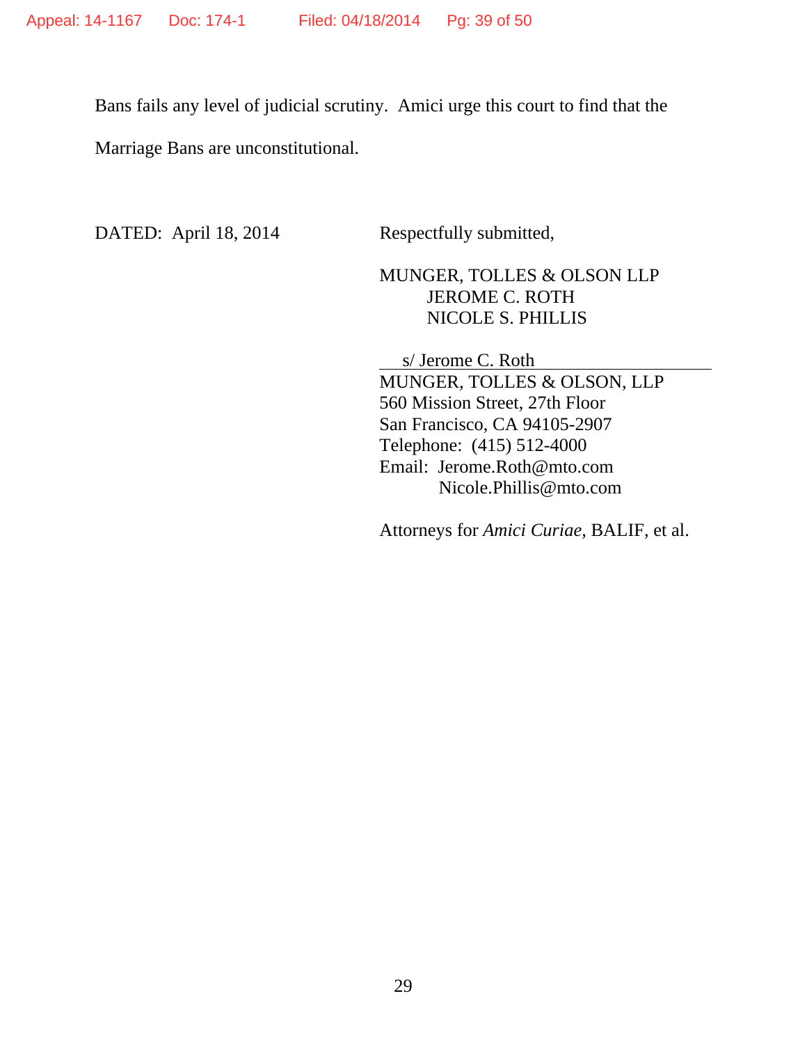Bans fails any level of judicial scrutiny. Amici urge this court to find that the Marriage Bans are unconstitutional.

DATED: April 18, 2014

Respectfully submitted,

MUNGER, TOLLES & OLSON LLP
JEROME C. ROTH
NICOLE S. PHILLIS

s/ Jerome C. Roth
MUNGER, TOLLES & OLSON, LLP
560 Mission Street, 27th Floor
San Francisco, CA 94105-2907
Telephone: (415) 512-4000
Email: Jerome.Roth@mto.com
Nicole.Phillis@mto.com

Attorneys for *Amici Curiae,* BALIF, et al.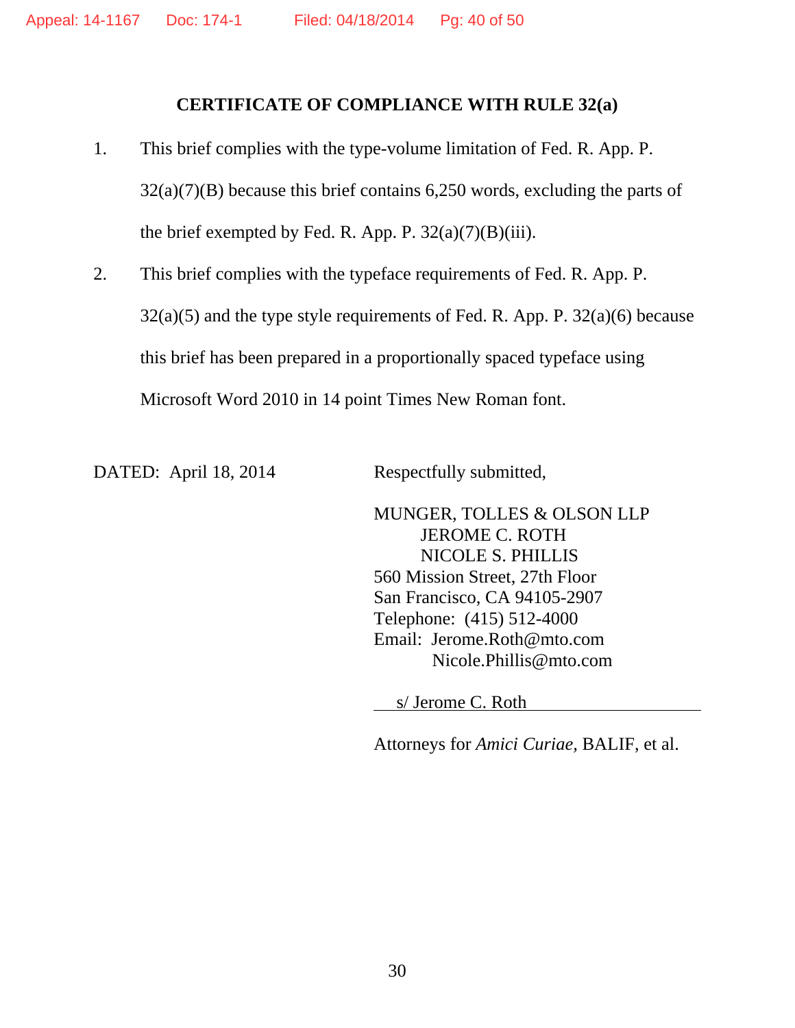## CERTIFICATE OF COMPLIANCE WITH RULE 32(a)

1. This brief complies with the type-volume limitation of Fed. R. App. P. 32(a)(7)(B) because this brief contains 6,250 words, excluding the parts of the brief exempted by Fed. R. App. P. 32(a)(7)(B)(iii).

2. This brief complies with the typeface requirements of Fed. R. App. P. 32(a)(5) and the type style requirements of Fed. R. App. P. 32(a)(6) because this brief has been prepared in a proportionally spaced typeface using Microsoft Word 2010 in 14 point Times New Roman font.

DATED: April 18, 2014

Respectfully submitted,

MUNGER, TOLLES & OLSON LLP
JEROME C. ROTH
NICOLE S. PHILLIS
560 Mission Street, 27th Floor
San Francisco, CA 94105-2907
Telephone: (415) 512-4000
Email: Jerome.Roth@mto.com
Nicole.Phillis@mto.com

s/ Jerome C. Roth

Attorneys for *Amici Curiae*, BALIF, et al.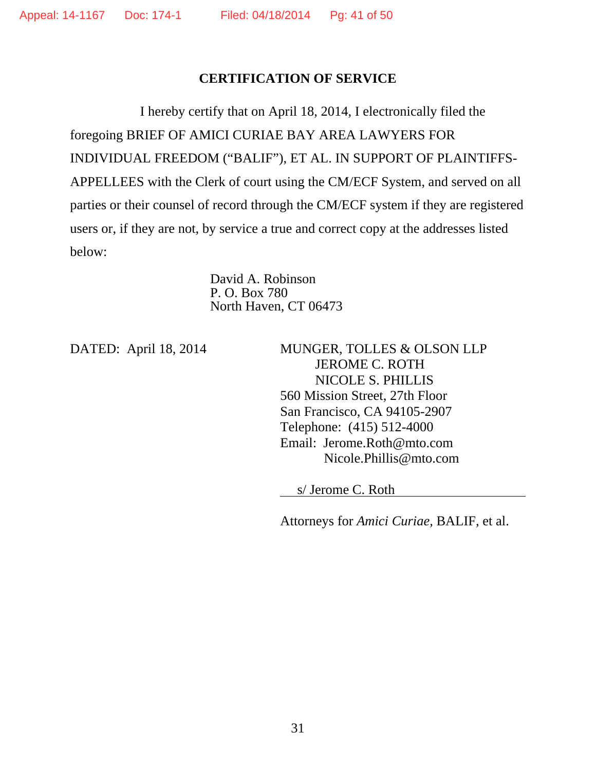## CERTIFICATION OF SERVICE

I hereby certify that on April 18, 2014, I electronically filed the foregoing BRIEF OF AMICI CURIAE BAY AREA LAWYERS FOR INDIVIDUAL FREEDOM (“BALIF”), ET AL. IN SUPPORT OF PLAINTIFFS-APPELLEES with the Clerk of court using the CM/ECF System, and served on all parties or their counsel of record through the CM/ECF system if they are registered users or, if they are not, by service a true and correct copy at the addresses listed below:

David A. Robinson
P. O. Box 780
North Haven, CT 06473

DATED: April 18, 2014

MUNGER, TOLLES & OLSON LLP
JEROME C. ROTH
NICOLE S. PHILLIS
560 Mission Street, 27th Floor
San Francisco, CA 94105-2907
Telephone: (415) 512-4000
Email: Jerome.Roth@mto.com
Nicole.Phillis@mto.com

s/ Jerome C. Roth

Attorneys for *Amici Curiae,* BALIF, et al.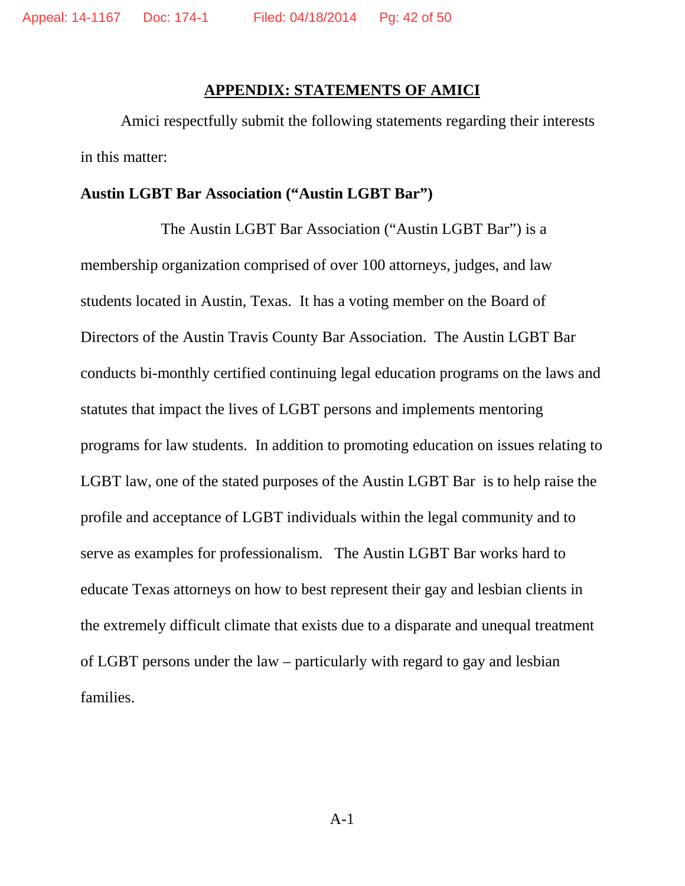## APPENDIX: STATEMENTS OF AMICI

Amici respectfully submit the following statements regarding their interests in this matter:

**Austin LGBT Bar Association ("Austin LGBT Bar")**

The Austin LGBT Bar Association ("Austin LGBT Bar") is a membership organization comprised of over 100 attorneys, judges, and law students located in Austin, Texas. It has a voting member on the Board of Directors of the Austin Travis County Bar Association. The Austin LGBT Bar conducts bi-monthly certified continuing legal education programs on the laws and statutes that impact the lives of LGBT persons and implements mentoring programs for law students. In addition to promoting education on issues relating to LGBT law, one of the stated purposes of the Austin LGBT Bar is to help raise the profile and acceptance of LGBT individuals within the legal community and to serve as examples for professionalism. The Austin LGBT Bar works hard to educate Texas attorneys on how to best represent their gay and lesbian clients in the extremely difficult climate that exists due to a disparate and unequal treatment of LGBT persons under the law – particularly with regard to gay and lesbian families.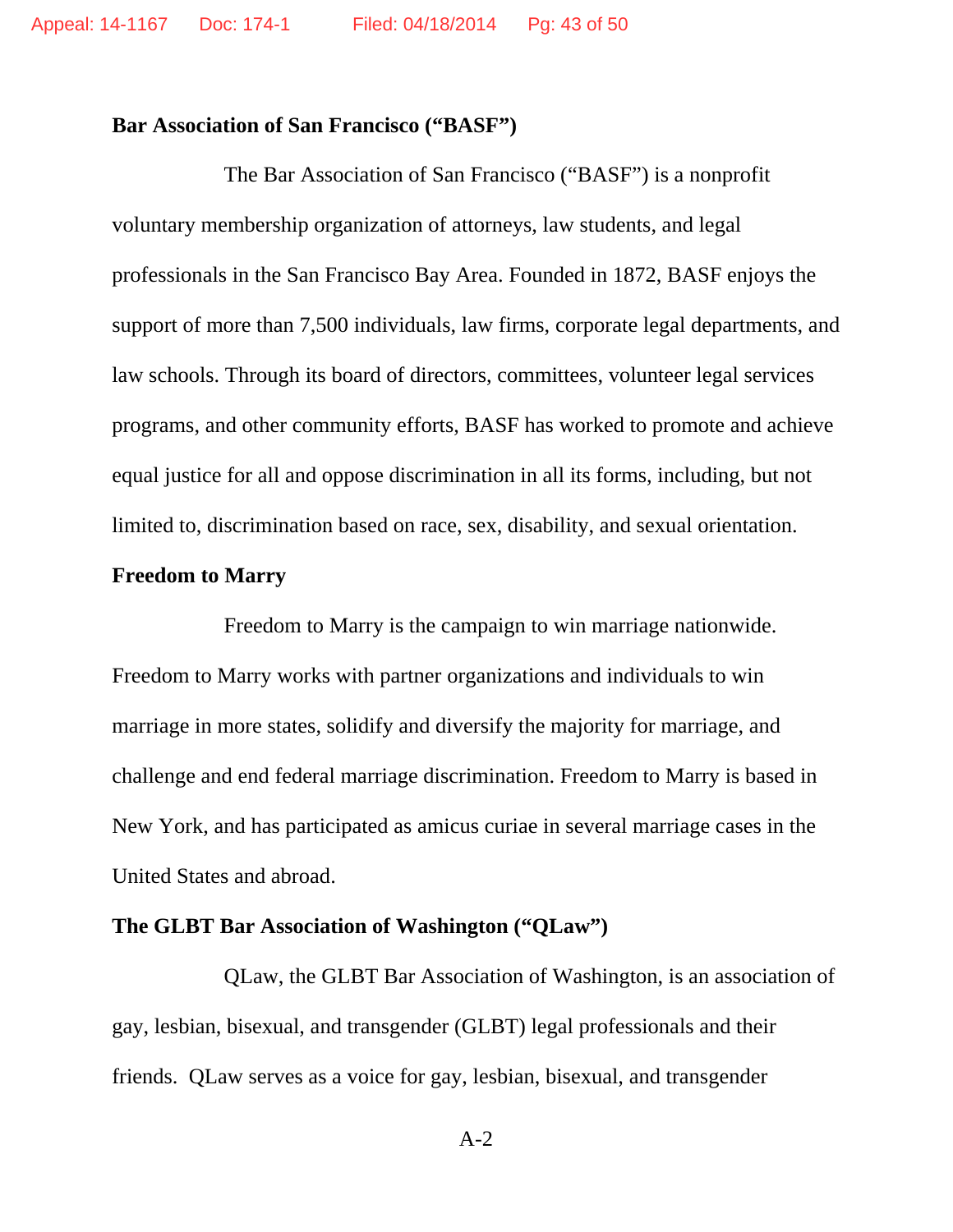**Bar Association of San Francisco ("BASF")**

The Bar Association of San Francisco ("BASF") is a nonprofit voluntary membership organization of attorneys, law students, and legal professionals in the San Francisco Bay Area. Founded in 1872, BASF enjoys the support of more than 7,500 individuals, law firms, corporate legal departments, and law schools. Through its board of directors, committees, volunteer legal services programs, and other community efforts, BASF has worked to promote and achieve equal justice for all and oppose discrimination in all its forms, including, but not limited to, discrimination based on race, sex, disability, and sexual orientation.

**Freedom to Marry**

Freedom to Marry is the campaign to win marriage nationwide. Freedom to Marry works with partner organizations and individuals to win marriage in more states, solidify and diversify the majority for marriage, and challenge and end federal marriage discrimination. Freedom to Marry is based in New York, and has participated as amicus curiae in several marriage cases in the United States and abroad.

**The GLBT Bar Association of Washington ("QLaw")**

QLaw, the GLBT Bar Association of Washington, is an association of gay, lesbian, bisexual, and transgender (GLBT) legal professionals and their friends. QLaw serves as a voice for gay, lesbian, bisexual, and transgender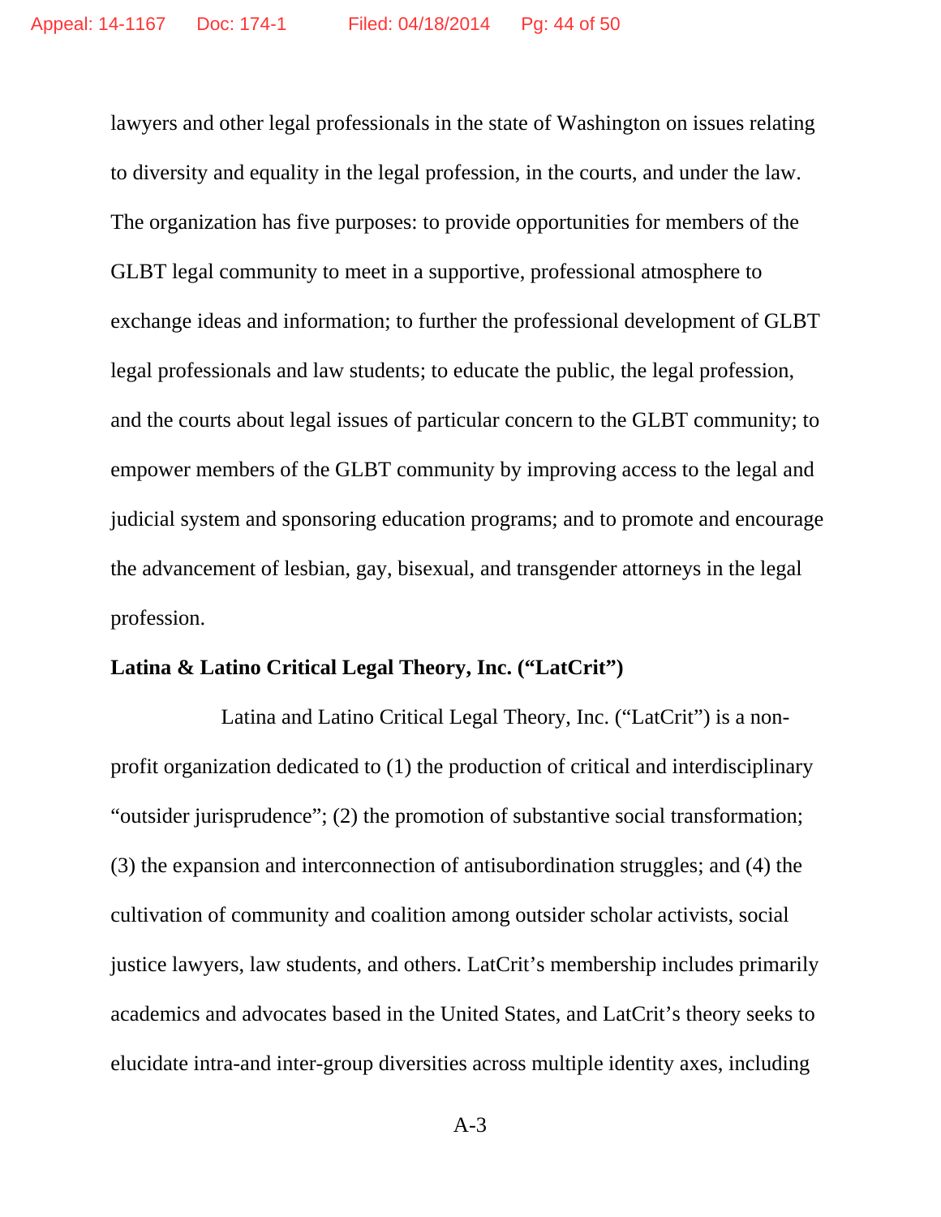lawyers and other legal professionals in the state of Washington on issues relating to diversity and equality in the legal profession, in the courts, and under the law. The organization has five purposes: to provide opportunities for members of the GLBT legal community to meet in a supportive, professional atmosphere to exchange ideas and information; to further the professional development of GLBT legal professionals and law students; to educate the public, the legal profession, and the courts about legal issues of particular concern to the GLBT community; to empower members of the GLBT community by improving access to the legal and judicial system and sponsoring education programs; and to promote and encourage the advancement of lesbian, gay, bisexual, and transgender attorneys in the legal profession.

**Latina & Latino Critical Legal Theory, Inc. ("LatCrit")**

Latina and Latino Critical Legal Theory, Inc. ("LatCrit") is a non-profit organization dedicated to (1) the production of critical and interdisciplinary "outsider jurisprudence"; (2) the promotion of substantive social transformation; (3) the expansion and interconnection of antisubordination struggles; and (4) the cultivation of community and coalition among outsider scholar activists, social justice lawyers, law students, and others. LatCrit's membership includes primarily academics and advocates based in the United States, and LatCrit's theory seeks to elucidate intra-and inter-group diversities across multiple identity axes, including

A-3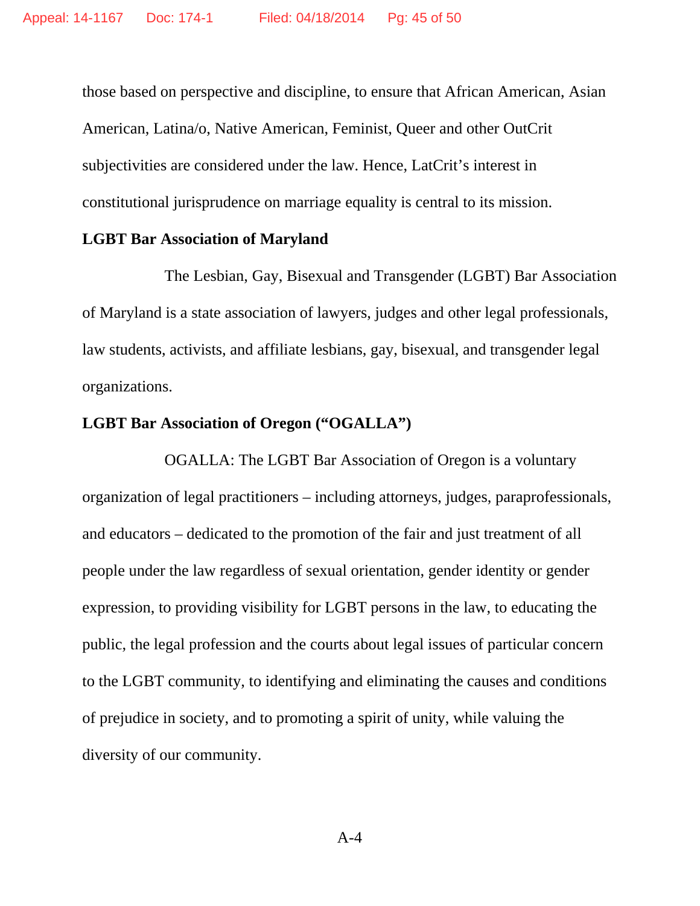those based on perspective and discipline, to ensure that African American, Asian American, Latina/o, Native American, Feminist, Queer and other OutCrit subjectivities are considered under the law. Hence, LatCrit's interest in constitutional jurisprudence on marriage equality is central to its mission.

**LGBT Bar Association of Maryland**

The Lesbian, Gay, Bisexual and Transgender (LGBT) Bar Association of Maryland is a state association of lawyers, judges and other legal professionals, law students, activists, and affiliate lesbians, gay, bisexual, and transgender legal organizations.

**LGBT Bar Association of Oregon ("OGALLA")**

OGALLA: The LGBT Bar Association of Oregon is a voluntary organization of legal practitioners – including attorneys, judges, paraprofessionals, and educators – dedicated to the promotion of the fair and just treatment of all people under the law regardless of sexual orientation, gender identity or gender expression, to providing visibility for LGBT persons in the law, to educating the public, the legal profession and the courts about legal issues of particular concern to the LGBT community, to identifying and eliminating the causes and conditions of prejudice in society, and to promoting a spirit of unity, while valuing the diversity of our community.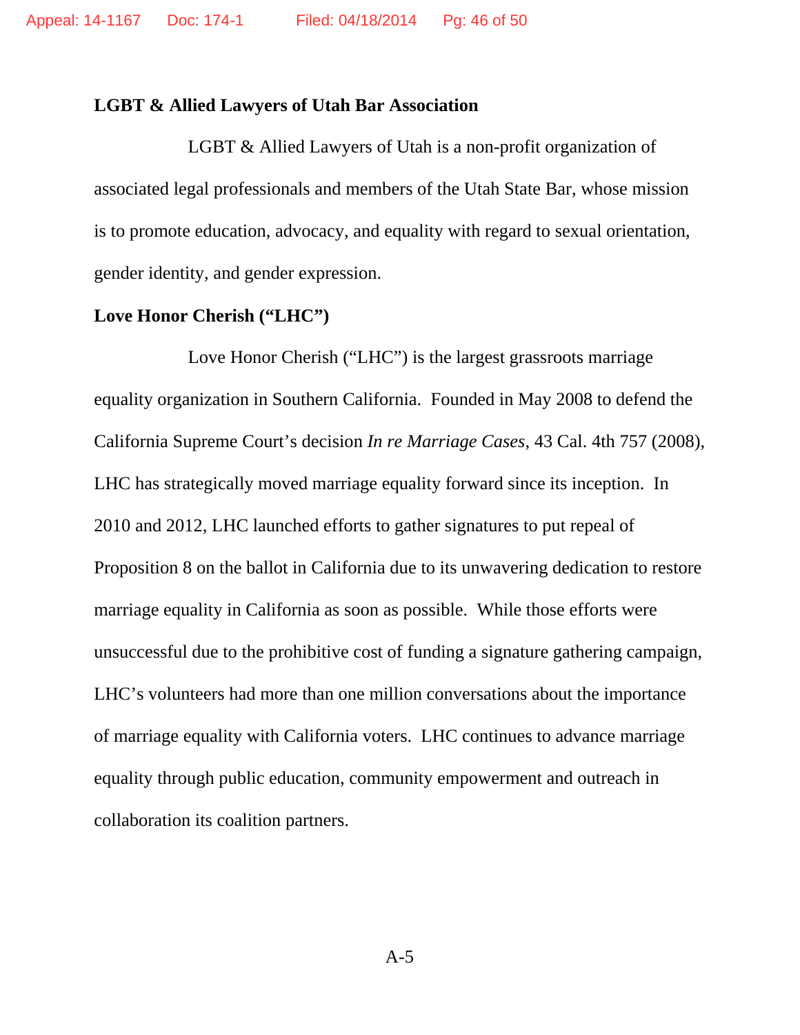**LGBT & Allied Lawyers of Utah Bar Association**

LGBT & Allied Lawyers of Utah is a non-profit organization of associated legal professionals and members of the Utah State Bar, whose mission is to promote education, advocacy, and equality with regard to sexual orientation, gender identity, and gender expression.

**Love Honor Cherish ("LHC")**

Love Honor Cherish ("LHC") is the largest grassroots marriage equality organization in Southern California. Founded in May 2008 to defend the California Supreme Court's decision *In re Marriage Cases*, 43 Cal. 4th 757 (2008), LHC has strategically moved marriage equality forward since its inception. In 2010 and 2012, LHC launched efforts to gather signatures to put repeal of Proposition 8 on the ballot in California due to its unwavering dedication to restore marriage equality in California as soon as possible. While those efforts were unsuccessful due to the prohibitive cost of funding a signature gathering campaign, LHC's volunteers had more than one million conversations about the importance of marriage equality with California voters. LHC continues to advance marriage equality through public education, community empowerment and outreach in collaboration its coalition partners.

A-5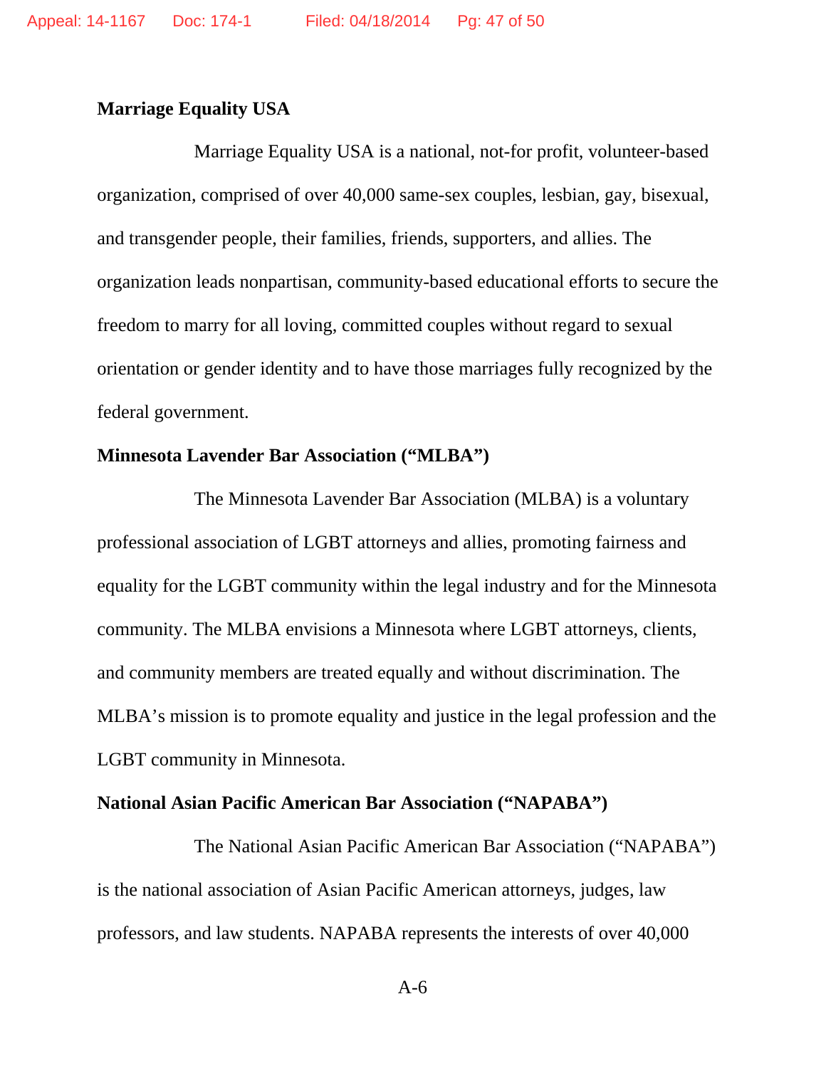**Marriage Equality USA**

Marriage Equality USA is a national, not-for profit, volunteer-based organization, comprised of over 40,000 same-sex couples, lesbian, gay, bisexual, and transgender people, their families, friends, supporters, and allies. The organization leads nonpartisan, community-based educational efforts to secure the freedom to marry for all loving, committed couples without regard to sexual orientation or gender identity and to have those marriages fully recognized by the federal government.

**Minnesota Lavender Bar Association ("MLBA")**

The Minnesota Lavender Bar Association (MLBA) is a voluntary professional association of LGBT attorneys and allies, promoting fairness and equality for the LGBT community within the legal industry and for the Minnesota community. The MLBA envisions a Minnesota where LGBT attorneys, clients, and community members are treated equally and without discrimination. The MLBA's mission is to promote equality and justice in the legal profession and the LGBT community in Minnesota.

**National Asian Pacific American Bar Association ("NAPABA")**

The National Asian Pacific American Bar Association ("NAPABA") is the national association of Asian Pacific American attorneys, judges, law professors, and law students. NAPABA represents the interests of over 40,000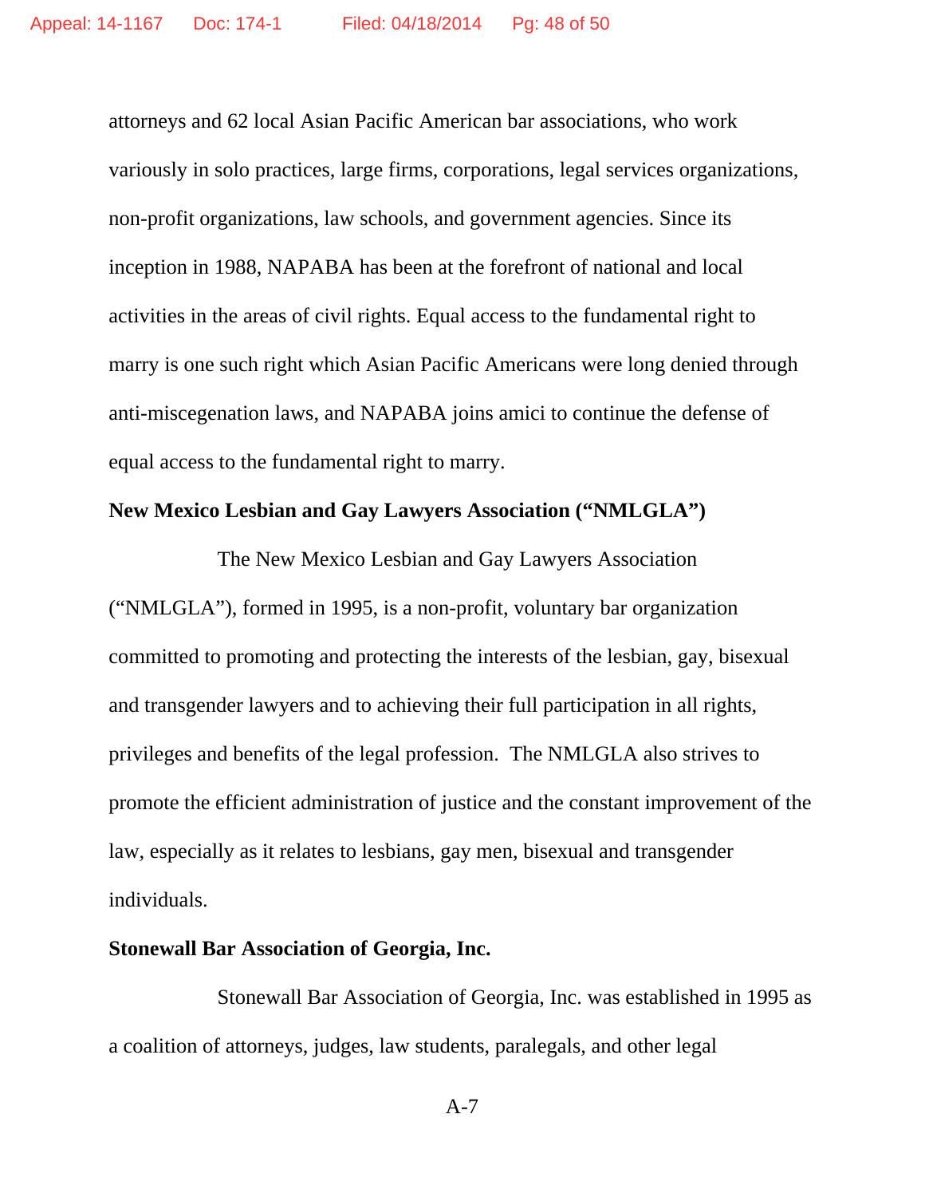attorneys and 62 local Asian Pacific American bar associations, who work variously in solo practices, large firms, corporations, legal services organizations, non-profit organizations, law schools, and government agencies. Since its inception in 1988, NAPABA has been at the forefront of national and local activities in the areas of civil rights. Equal access to the fundamental right to marry is one such right which Asian Pacific Americans were long denied through anti-miscegenation laws, and NAPABA joins amici to continue the defense of equal access to the fundamental right to marry.

**New Mexico Lesbian and Gay Lawyers Association ("NMLGLA")**

The New Mexico Lesbian and Gay Lawyers Association ("NMLGLA"), formed in 1995, is a non-profit, voluntary bar organization committed to promoting and protecting the interests of the lesbian, gay, bisexual and transgender lawyers and to achieving their full participation in all rights, privileges and benefits of the legal profession. The NMLGLA also strives to promote the efficient administration of justice and the constant improvement of the law, especially as it relates to lesbians, gay men, bisexual and transgender individuals.

**Stonewall Bar Association of Georgia, Inc.**

Stonewall Bar Association of Georgia, Inc. was established in 1995 as a coalition of attorneys, judges, law students, paralegals, and other legal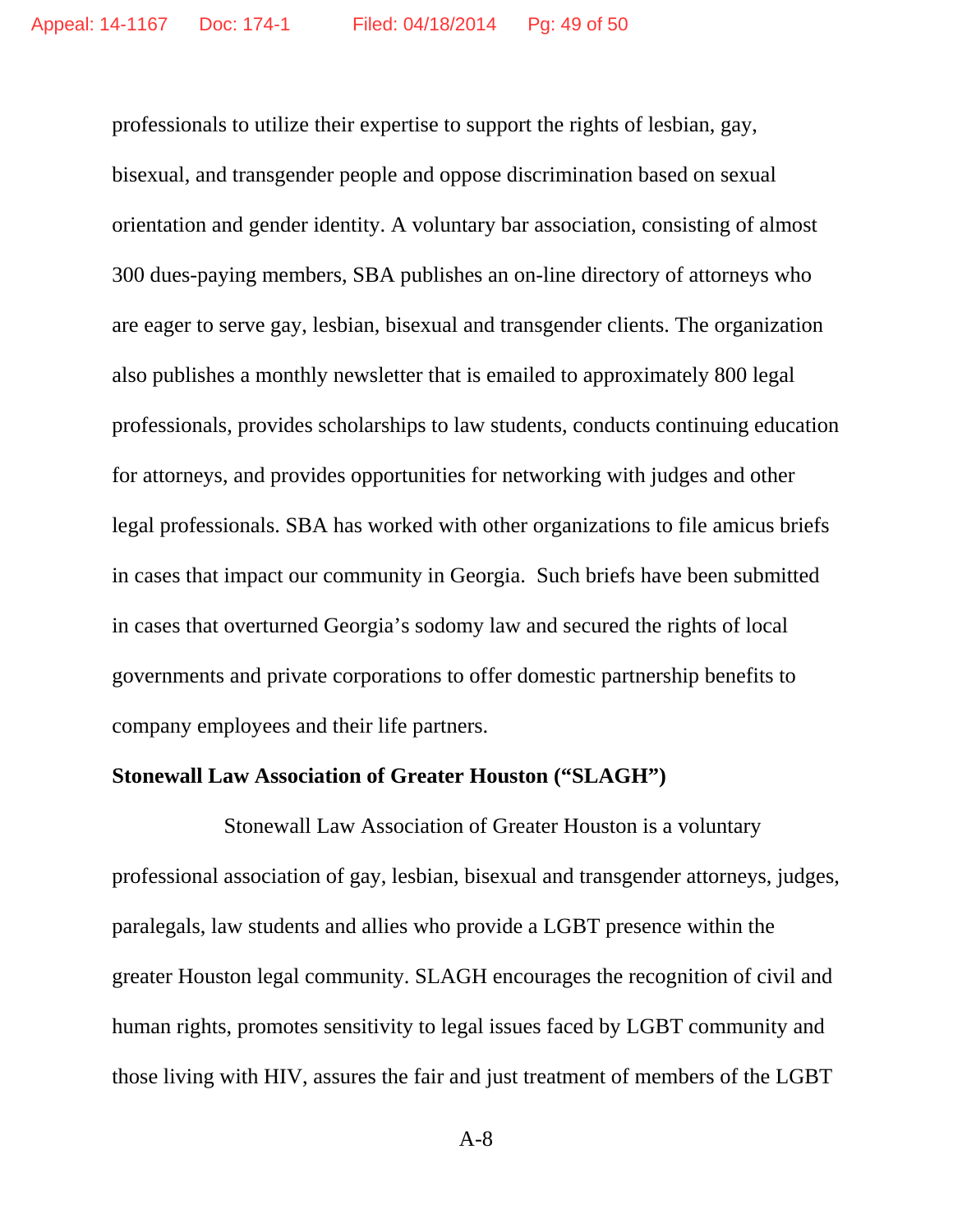professionals to utilize their expertise to support the rights of lesbian, gay, bisexual, and transgender people and oppose discrimination based on sexual orientation and gender identity. A voluntary bar association, consisting of almost 300 dues-paying members, SBA publishes an on-line directory of attorneys who are eager to serve gay, lesbian, bisexual and transgender clients. The organization also publishes a monthly newsletter that is emailed to approximately 800 legal professionals, provides scholarships to law students, conducts continuing education for attorneys, and provides opportunities for networking with judges and other legal professionals. SBA has worked with other organizations to file amicus briefs in cases that impact our community in Georgia. Such briefs have been submitted in cases that overturned Georgia's sodomy law and secured the rights of local governments and private corporations to offer domestic partnership benefits to company employees and their life partners.

**Stonewall Law Association of Greater Houston ("SLAGH")**

Stonewall Law Association of Greater Houston is a voluntary professional association of gay, lesbian, bisexual and transgender attorneys, judges, paralegals, law students and allies who provide a LGBT presence within the greater Houston legal community. SLAGH encourages the recognition of civil and human rights, promotes sensitivity to legal issues faced by LGBT community and those living with HIV, assures the fair and just treatment of members of the LGBT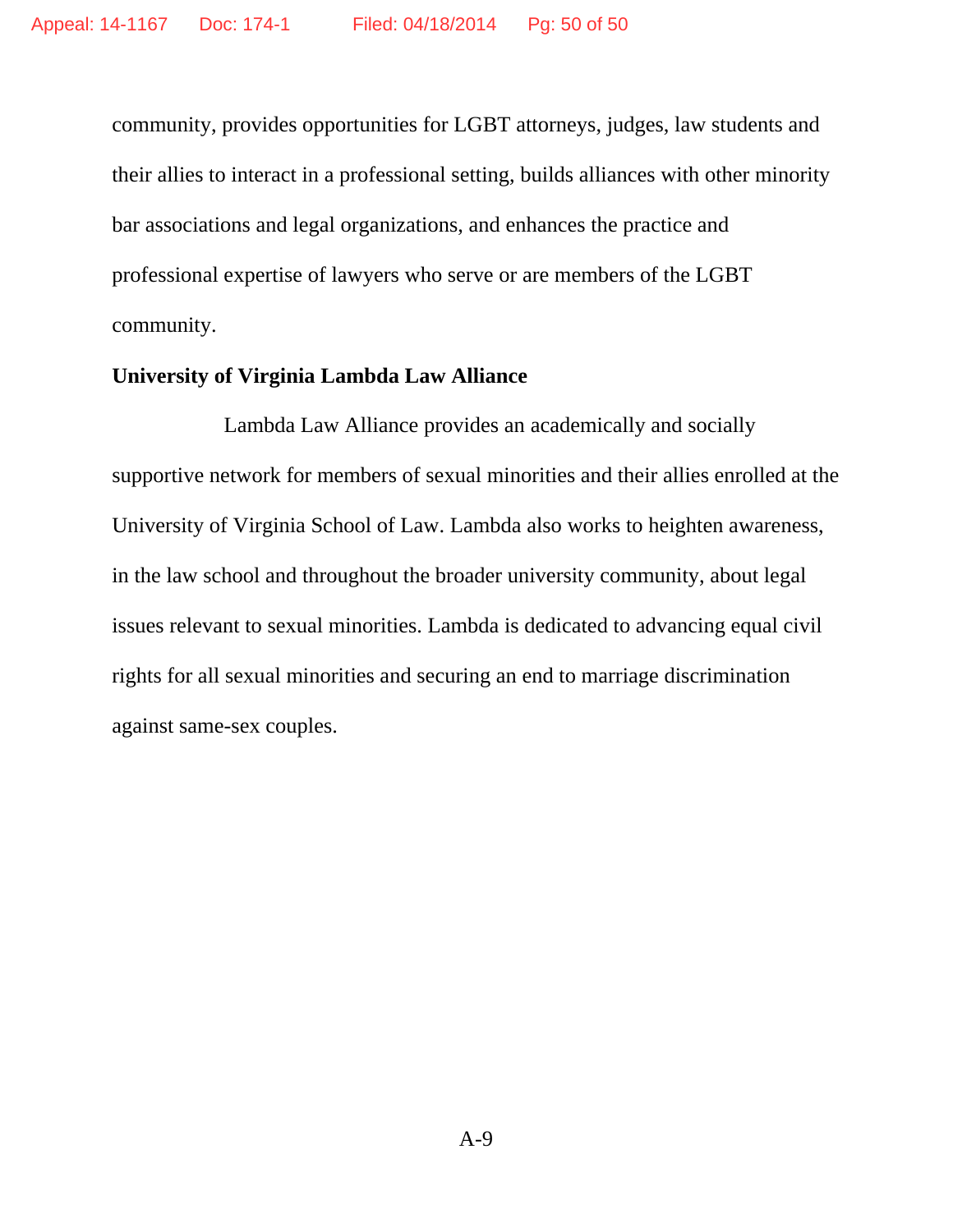community, provides opportunities for LGBT attorneys, judges, law students and their allies to interact in a professional setting, builds alliances with other minority bar associations and legal organizations, and enhances the practice and professional expertise of lawyers who serve or are members of the LGBT community.

**University of Virginia Lambda Law Alliance**

Lambda Law Alliance provides an academically and socially supportive network for members of sexual minorities and their allies enrolled at the University of Virginia School of Law. Lambda also works to heighten awareness, in the law school and throughout the broader university community, about legal issues relevant to sexual minorities. Lambda is dedicated to advancing equal civil rights for all sexual minorities and securing an end to marriage discrimination against same-sex couples.